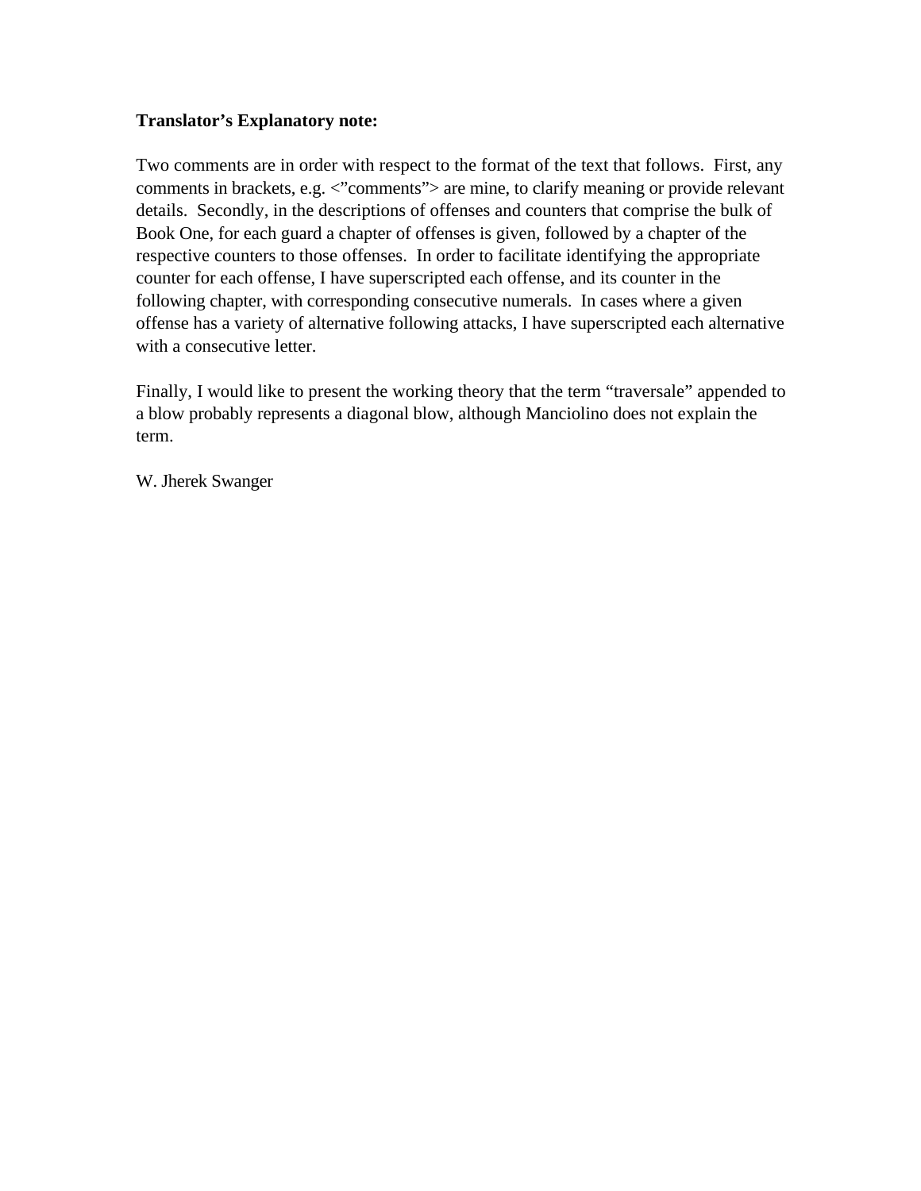**Translator's Explanatory note:**

Two comments are in order with respect to the format of the text that follows. First, any comments in brackets, e.g. <"comments"> are mine, to clarify meaning or provide relevant details. Secondly, in the descriptions of offenses and counters that comprise the bulk of Book One, for each guard a chapter of offenses is given, followed by a chapter of the respective counters to those offenses. In order to facilitate identifying the appropriate counter for each offense, I have superscripted each offense, and its counter in the following chapter, with corresponding consecutive numerals. In cases where a given offense has a variety of alternative following attacks, I have superscripted each alternative with a consecutive letter.

Finally, I would like to present the working theory that the term "traversale" appended to a blow probably represents a diagonal blow, although Manciolino does not explain the term.

W. Jherek Swanger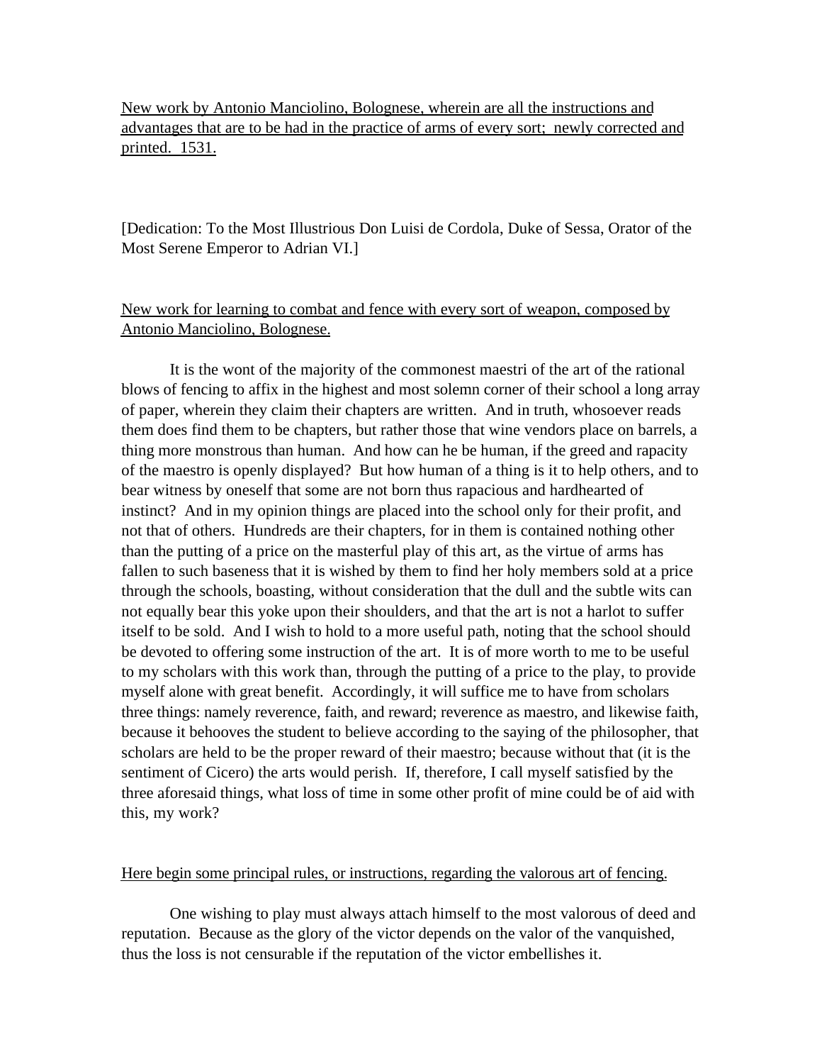New work by Antonio Manciolino, Bolognese, wherein are all the instructions and advantages that are to be had in the practice of arms of every sort; newly corrected and printed. 1531.

[Dedication: To the Most Illustrious Don Luisi de Cordola, Duke of Sessa, Orator of the Most Serene Emperor to Adrian VI.]

New work for learning to combat and fence with every sort of weapon, composed by Antonio Manciolino, Bolognese.

It is the wont of the majority of the commonest maestri of the art of the rational blows of fencing to affix in the highest and most solemn corner of their school a long array of paper, wherein they claim their chapters are written. And in truth, whosoever reads them does find them to be chapters, but rather those that wine vendors place on barrels, a thing more monstrous than human. And how can he be human, if the greed and rapacity of the maestro is openly displayed? But how human of a thing is it to help others, and to bear witness by oneself that some are not born thus rapacious and hardhearted of instinct? And in my opinion things are placed into the school only for their profit, and not that of others. Hundreds are their chapters, for in them is contained nothing other than the putting of a price on the masterful play of this art, as the virtue of arms has fallen to such baseness that it is wished by them to find her holy members sold at a price through the schools, boasting, without consideration that the dull and the subtle wits can not equally bear this yoke upon their shoulders, and that the art is not a harlot to suffer itself to be sold. And I wish to hold to a more useful path, noting that the school should be devoted to offering some instruction of the art. It is of more worth to me to be useful to my scholars with this work than, through the putting of a price to the play, to provide myself alone with great benefit. Accordingly, it will suffice me to have from scholars three things: namely reverence, faith, and reward; reverence as maestro, and likewise faith, because it behooves the student to believe according to the saying of the philosopher, that scholars are held to be the proper reward of their maestro; because without that (it is the sentiment of Cicero) the arts would perish. If, therefore, I call myself satisfied by the three aforesaid things, what loss of time in some other profit of mine could be of aid with this, my work?

Here begin some principal rules, or instructions, regarding the valorous art of fencing.

One wishing to play must always attach himself to the most valorous of deed and reputation. Because as the glory of the victor depends on the valor of the vanquished, thus the loss is not censurable if the reputation of the victor embellishes it.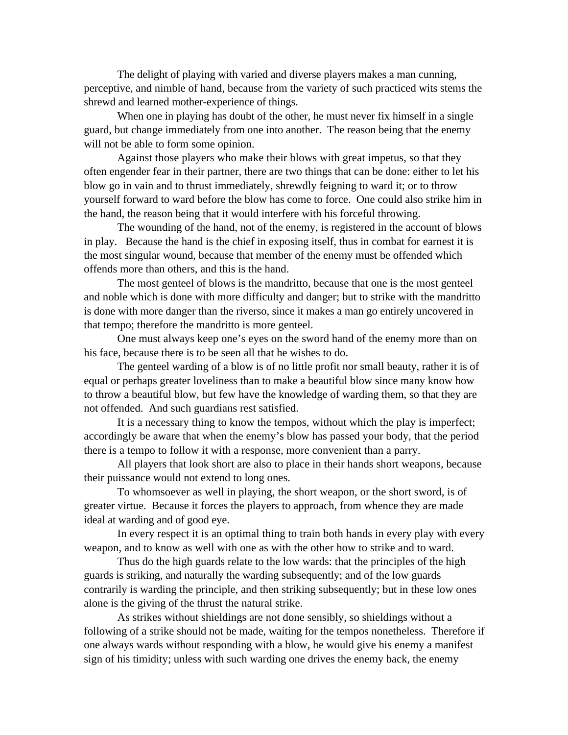The delight of playing with varied and diverse players makes a man cunning, perceptive, and nimble of hand, because from the variety of such practiced wits stems the shrewd and learned mother-experience of things.

When one in playing has doubt of the other, he must never fix himself in a single guard, but change immediately from one into another. The reason being that the enemy will not be able to form some opinion.

Against those players who make their blows with great impetus, so that they often engender fear in their partner, there are two things that can be done: either to let his blow go in vain and to thrust immediately, shrewdly feigning to ward it; or to throw yourself forward to ward before the blow has come to force. One could also strike him in the hand, the reason being that it would interfere with his forceful throwing.

The wounding of the hand, not of the enemy, is registered in the account of blows in play. Because the hand is the chief in exposing itself, thus in combat for earnest it is the most singular wound, because that member of the enemy must be offended which offends more than others, and this is the hand.

The most genteel of blows is the mandritto, because that one is the most genteel and noble which is done with more difficulty and danger; but to strike with the mandritto is done with more danger than the riverso, since it makes a man go entirely uncovered in that tempo; therefore the mandritto is more genteel.

One must always keep one's eyes on the sword hand of the enemy more than on his face, because there is to be seen all that he wishes to do.

The genteel warding of a blow is of no little profit nor small beauty, rather it is of equal or perhaps greater loveliness than to make a beautiful blow since many know how to throw a beautiful blow, but few have the knowledge of warding them, so that they are not offended. And such guardians rest satisfied.

It is a necessary thing to know the tempos, without which the play is imperfect; accordingly be aware that when the enemy's blow has passed your body, that the period there is a tempo to follow it with a response, more convenient than a parry.

All players that look short are also to place in their hands short weapons, because their puissance would not extend to long ones.

To whomsoever as well in playing, the short weapon, or the short sword, is of greater virtue. Because it forces the players to approach, from whence they are made ideal at warding and of good eye.

In every respect it is an optimal thing to train both hands in every play with every weapon, and to know as well with one as with the other how to strike and to ward.

Thus do the high guards relate to the low wards: that the principles of the high guards is striking, and naturally the warding subsequently; and of the low guards contrarily is warding the principle, and then striking subsequently; but in these low ones alone is the giving of the thrust the natural strike.

As strikes without shieldings are not done sensibly, so shieldings without a following of a strike should not be made, waiting for the tempos nonetheless. Therefore if one always wards without responding with a blow, he would give his enemy a manifest sign of his timidity; unless with such warding one drives the enemy back, the enemy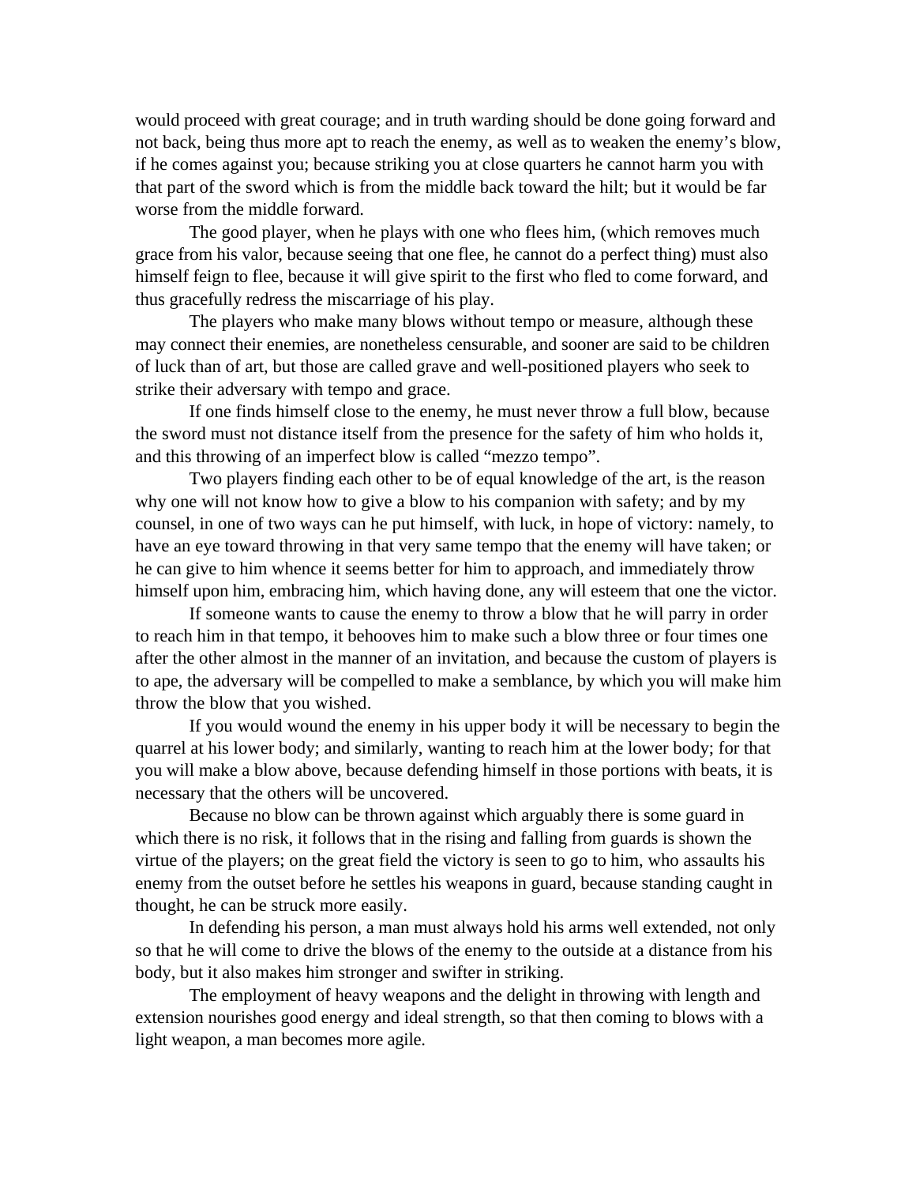would proceed with great courage; and in truth warding should be done going forward and not back, being thus more apt to reach the enemy, as well as to weaken the enemy's blow, if he comes against you; because striking you at close quarters he cannot harm you with that part of the sword which is from the middle back toward the hilt; but it would be far worse from the middle forward.

The good player, when he plays with one who flees him, (which removes much grace from his valor, because seeing that one flee, he cannot do a perfect thing) must also himself feign to flee, because it will give spirit to the first who fled to come forward, and thus gracefully redress the miscarriage of his play.

The players who make many blows without tempo or measure, although these may connect their enemies, are nonetheless censurable, and sooner are said to be children of luck than of art, but those are called grave and well-positioned players who seek to strike their adversary with tempo and grace.

If one finds himself close to the enemy, he must never throw a full blow, because the sword must not distance itself from the presence for the safety of him who holds it, and this throwing of an imperfect blow is called "mezzo tempo".

Two players finding each other to be of equal knowledge of the art, is the reason why one will not know how to give a blow to his companion with safety; and by my counsel, in one of two ways can he put himself, with luck, in hope of victory: namely, to have an eye toward throwing in that very same tempo that the enemy will have taken; or he can give to him whence it seems better for him to approach, and immediately throw himself upon him, embracing him, which having done, any will esteem that one the victor.

If someone wants to cause the enemy to throw a blow that he will parry in order to reach him in that tempo, it behooves him to make such a blow three or four times one after the other almost in the manner of an invitation, and because the custom of players is to ape, the adversary will be compelled to make a semblance, by which you will make him throw the blow that you wished.

If you would wound the enemy in his upper body it will be necessary to begin the quarrel at his lower body; and similarly, wanting to reach him at the lower body; for that you will make a blow above, because defending himself in those portions with beats, it is necessary that the others will be uncovered.

Because no blow can be thrown against which arguably there is some guard in which there is no risk, it follows that in the rising and falling from guards is shown the virtue of the players; on the great field the victory is seen to go to him, who assaults his enemy from the outset before he settles his weapons in guard, because standing caught in thought, he can be struck more easily.

In defending his person, a man must always hold his arms well extended, not only so that he will come to drive the blows of the enemy to the outside at a distance from his body, but it also makes him stronger and swifter in striking.

The employment of heavy weapons and the delight in throwing with length and extension nourishes good energy and ideal strength, so that then coming to blows with a light weapon, a man becomes more agile.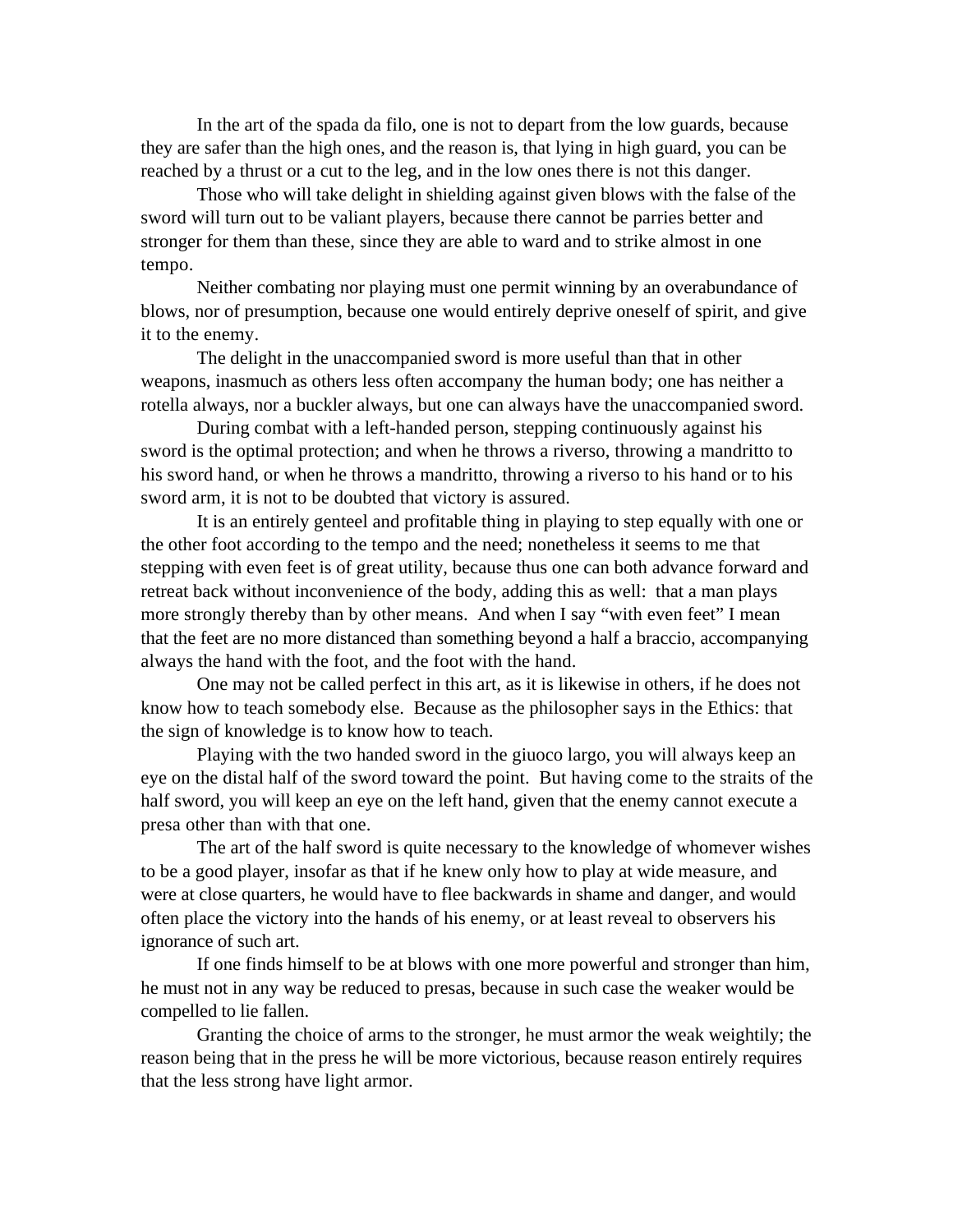In the art of the spada da filo, one is not to depart from the low guards, because they are safer than the high ones, and the reason is, that lying in high guard, you can be reached by a thrust or a cut to the leg, and in the low ones there is not this danger.

Those who will take delight in shielding against given blows with the false of the sword will turn out to be valiant players, because there cannot be parries better and stronger for them than these, since they are able to ward and to strike almost in one tempo.

Neither combating nor playing must one permit winning by an overabundance of blows, nor of presumption, because one would entirely deprive oneself of spirit, and give it to the enemy.

The delight in the unaccompanied sword is more useful than that in other weapons, inasmuch as others less often accompany the human body; one has neither a rotella always, nor a buckler always, but one can always have the unaccompanied sword.

During combat with a left-handed person, stepping continuously against his sword is the optimal protection; and when he throws a riverso, throwing a mandritto to his sword hand, or when he throws a mandritto, throwing a riverso to his hand or to his sword arm, it is not to be doubted that victory is assured.

It is an entirely genteel and profitable thing in playing to step equally with one or the other foot according to the tempo and the need; nonetheless it seems to me that stepping with even feet is of great utility, because thus one can both advance forward and retreat back without inconvenience of the body, adding this as well: that a man plays more strongly thereby than by other means. And when I say "with even feet" I mean that the feet are no more distanced than something beyond a half a braccio, accompanying always the hand with the foot, and the foot with the hand.

One may not be called perfect in this art, as it is likewise in others, if he does not know how to teach somebody else. Because as the philosopher says in the Ethics: that the sign of knowledge is to know how to teach.

Playing with the two handed sword in the giuoco largo, you will always keep an eye on the distal half of the sword toward the point. But having come to the straits of the half sword, you will keep an eye on the left hand, given that the enemy cannot execute a presa other than with that one.

The art of the half sword is quite necessary to the knowledge of whomever wishes to be a good player, insofar as that if he knew only how to play at wide measure, and were at close quarters, he would have to flee backwards in shame and danger, and would often place the victory into the hands of his enemy, or at least reveal to observers his ignorance of such art.

If one finds himself to be at blows with one more powerful and stronger than him, he must not in any way be reduced to presas, because in such case the weaker would be compelled to lie fallen.

Granting the choice of arms to the stronger, he must armor the weak weightily; the reason being that in the press he will be more victorious, because reason entirely requires that the less strong have light armor.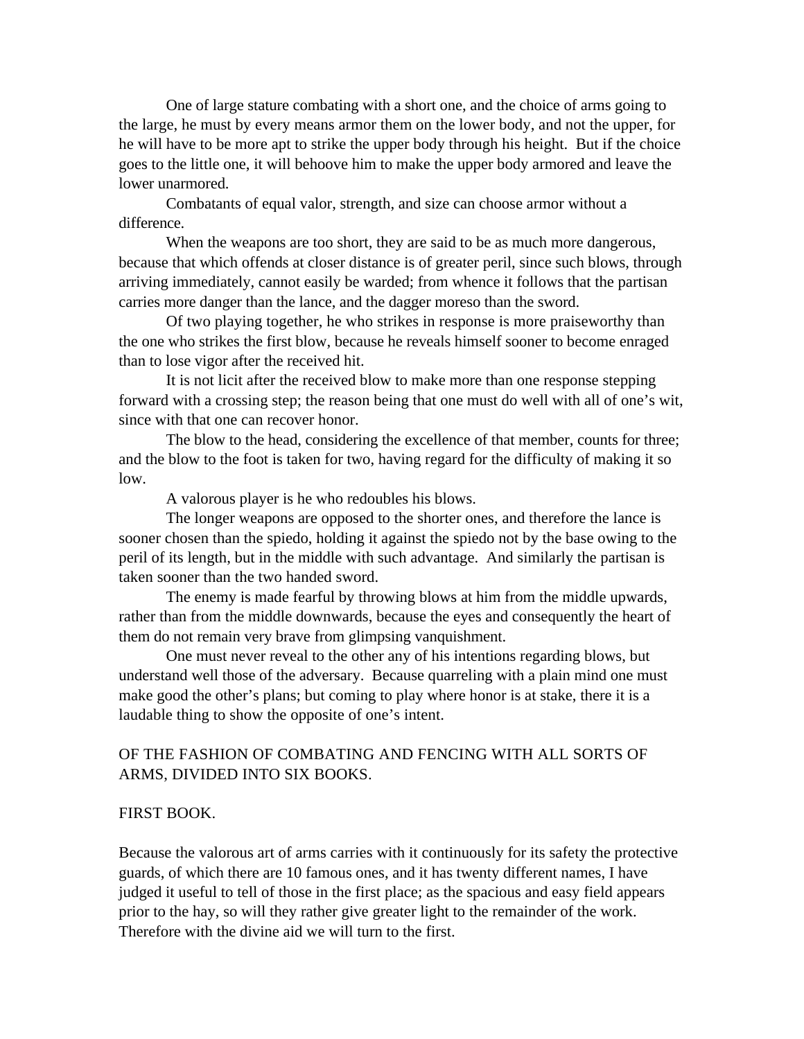One of large stature combating with a short one, and the choice of arms going to the large, he must by every means armor them on the lower body, and not the upper, for he will have to be more apt to strike the upper body through his height. But if the choice goes to the little one, it will behoove him to make the upper body armored and leave the lower unarmored.

Combatants of equal valor, strength, and size can choose armor without a difference.

When the weapons are too short, they are said to be as much more dangerous, because that which offends at closer distance is of greater peril, since such blows, through arriving immediately, cannot easily be warded; from whence it follows that the partisan carries more danger than the lance, and the dagger moreso than the sword.

Of two playing together, he who strikes in response is more praiseworthy than the one who strikes the first blow, because he reveals himself sooner to become enraged than to lose vigor after the received hit.

It is not licit after the received blow to make more than one response stepping forward with a crossing step; the reason being that one must do well with all of one's wit, since with that one can recover honor.

The blow to the head, considering the excellence of that member, counts for three; and the blow to the foot is taken for two, having regard for the difficulty of making it so low.

A valorous player is he who redoubles his blows.

The longer weapons are opposed to the shorter ones, and therefore the lance is sooner chosen than the spiedo, holding it against the spiedo not by the base owing to the peril of its length, but in the middle with such advantage. And similarly the partisan is taken sooner than the two handed sword.

The enemy is made fearful by throwing blows at him from the middle upwards, rather than from the middle downwards, because the eyes and consequently the heart of them do not remain very brave from glimpsing vanquishment.

One must never reveal to the other any of his intentions regarding blows, but understand well those of the adversary. Because quarreling with a plain mind one must make good the other's plans; but coming to play where honor is at stake, there it is a laudable thing to show the opposite of one's intent.

## OF THE FASHION OF COMBATING AND FENCING WITH ALL SORTS OF ARMS, DIVIDED INTO SIX BOOKS.

### FIRST BOOK.

Because the valorous art of arms carries with it continuously for its safety the protective guards, of which there are 10 famous ones, and it has twenty different names, I have judged it useful to tell of those in the first place; as the spacious and easy field appears prior to the hay, so will they rather give greater light to the remainder of the work. Therefore with the divine aid we will turn to the first.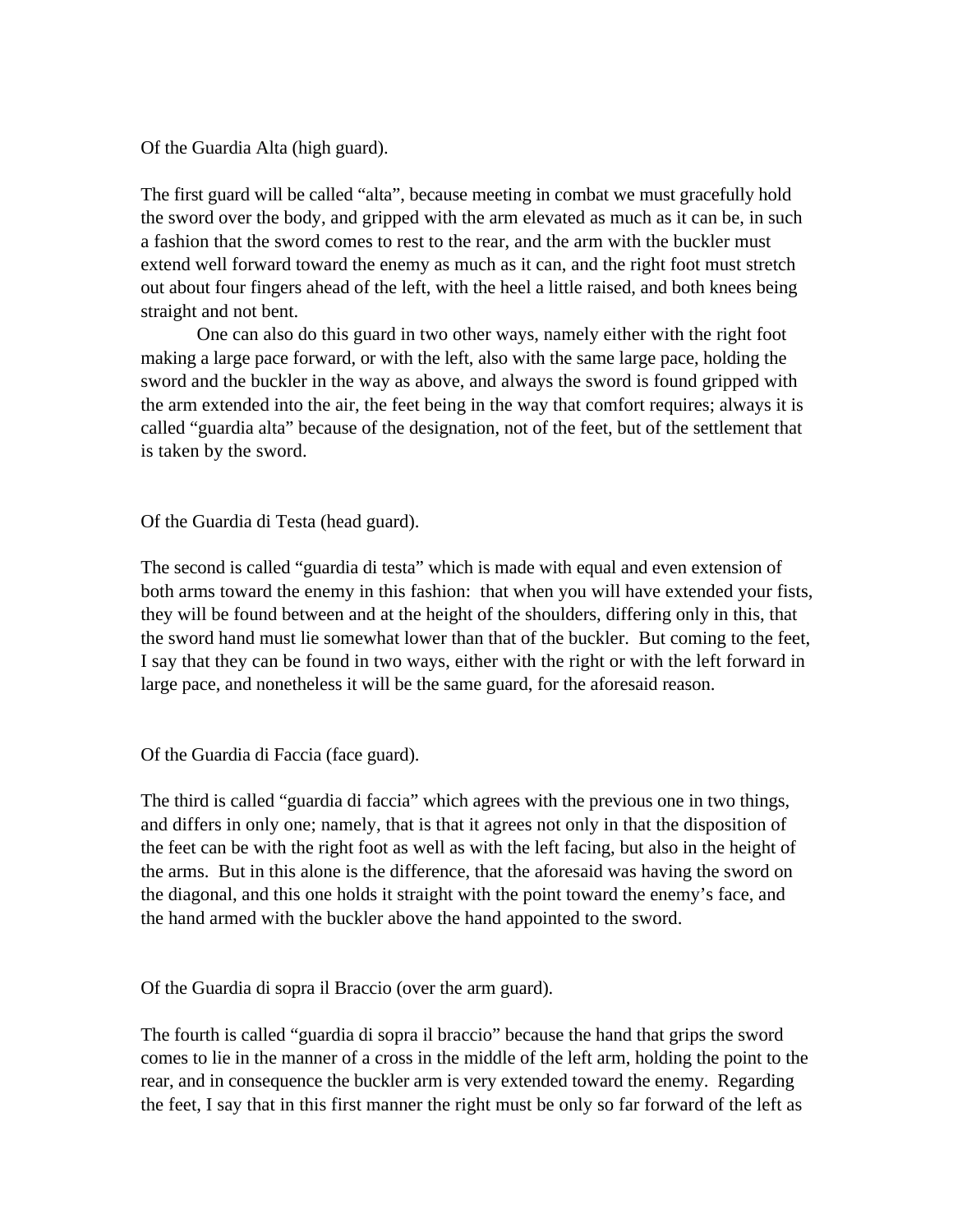Of the Guardia Alta (high guard).

The first guard will be called "alta", because meeting in combat we must gracefully hold the sword over the body, and gripped with the arm elevated as much as it can be, in such a fashion that the sword comes to rest to the rear, and the arm with the buckler must extend well forward toward the enemy as much as it can, and the right foot must stretch out about four fingers ahead of the left, with the heel a little raised, and both knees being straight and not bent.

One can also do this guard in two other ways, namely either with the right foot making a large pace forward, or with the left, also with the same large pace, holding the sword and the buckler in the way as above, and always the sword is found gripped with the arm extended into the air, the feet being in the way that comfort requires; always it is called "guardia alta" because of the designation, not of the feet, but of the settlement that is taken by the sword.

Of the Guardia di Testa (head guard).

The second is called "guardia di testa" which is made with equal and even extension of both arms toward the enemy in this fashion: that when you will have extended your fists, they will be found between and at the height of the shoulders, differing only in this, that the sword hand must lie somewhat lower than that of the buckler. But coming to the feet, I say that they can be found in two ways, either with the right or with the left forward in large pace, and nonetheless it will be the same guard, for the aforesaid reason.

Of the Guardia di Faccia (face guard).

The third is called "guardia di faccia" which agrees with the previous one in two things, and differs in only one; namely, that is that it agrees not only in that the disposition of the feet can be with the right foot as well as with the left facing, but also in the height of the arms. But in this alone is the difference, that the aforesaid was having the sword on the diagonal, and this one holds it straight with the point toward the enemy's face, and the hand armed with the buckler above the hand appointed to the sword.

Of the Guardia di sopra il Braccio (over the arm guard).

The fourth is called "guardia di sopra il braccio" because the hand that grips the sword comes to lie in the manner of a cross in the middle of the left arm, holding the point to the rear, and in consequence the buckler arm is very extended toward the enemy. Regarding the feet, I say that in this first manner the right must be only so far forward of the left as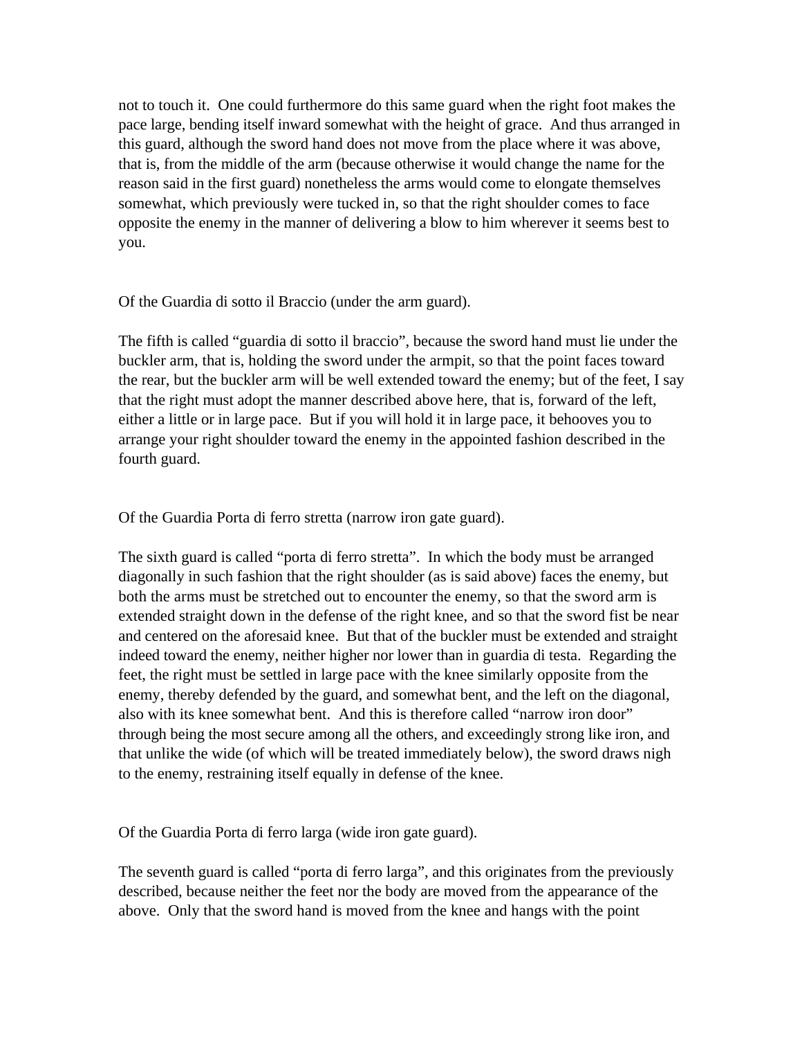not to touch it. One could furthermore do this same guard when the right foot makes the pace large, bending itself inward somewhat with the height of grace. And thus arranged in this guard, although the sword hand does not move from the place where it was above, that is, from the middle of the arm (because otherwise it would change the name for the reason said in the first guard) nonetheless the arms would come to elongate themselves somewhat, which previously were tucked in, so that the right shoulder comes to face opposite the enemy in the manner of delivering a blow to him wherever it seems best to you.

## Of the Guardia di sotto il Braccio (under the arm guard).

The fifth is called "guardia di sotto il braccio", because the sword hand must lie under the buckler arm, that is, holding the sword under the armpit, so that the point faces toward the rear, but the buckler arm will be well extended toward the enemy; but of the feet, I say that the right must adopt the manner described above here, that is, forward of the left, either a little or in large pace. But if you will hold it in large pace, it behooves you to arrange your right shoulder toward the enemy in the appointed fashion described in the fourth guard.

## Of the Guardia Porta di ferro stretta (narrow iron gate guard).

The sixth guard is called "porta di ferro stretta". In which the body must be arranged diagonally in such fashion that the right shoulder (as is said above) faces the enemy, but both the arms must be stretched out to encounter the enemy, so that the sword arm is extended straight down in the defense of the right knee, and so that the sword fist be near and centered on the aforesaid knee. But that of the buckler must be extended and straight indeed toward the enemy, neither higher nor lower than in guardia di testa. Regarding the feet, the right must be settled in large pace with the knee similarly opposite from the enemy, thereby defended by the guard, and somewhat bent, and the left on the diagonal, also with its knee somewhat bent. And this is therefore called "narrow iron door" through being the most secure among all the others, and exceedingly strong like iron, and that unlike the wide (of which will be treated immediately below), the sword draws nigh to the enemy, restraining itself equally in defense of the knee.

## Of the Guardia Porta di ferro larga (wide iron gate guard).

The seventh guard is called "porta di ferro larga", and this originates from the previously described, because neither the feet nor the body are moved from the appearance of the above. Only that the sword hand is moved from the knee and hangs with the point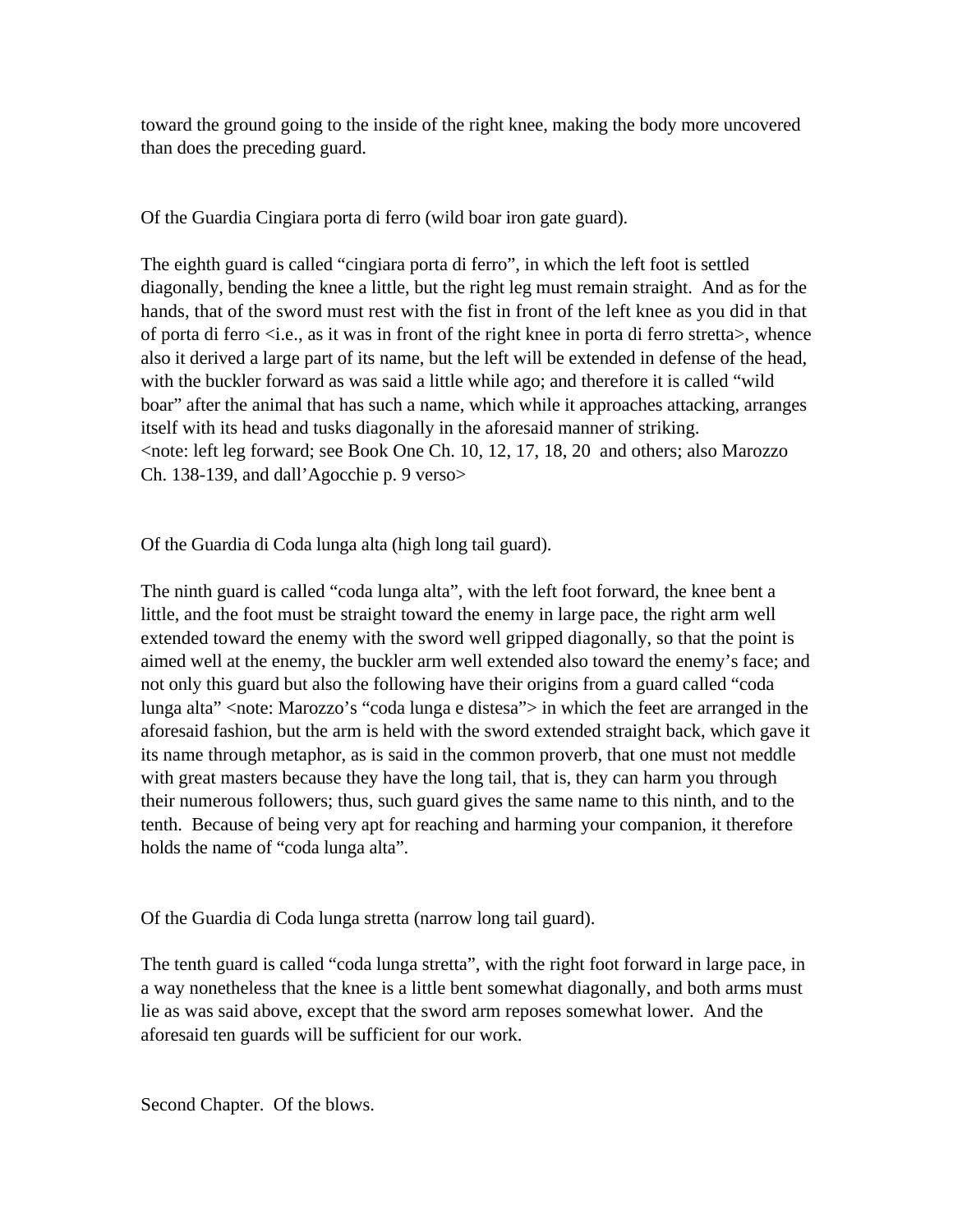toward the ground going to the inside of the right knee, making the body more uncovered than does the preceding guard.

Of the Guardia Cingiara porta di ferro (wild boar iron gate guard).

The eighth guard is called “cingiara porta di ferro”, in which the left foot is settled diagonally, bending the knee a little, but the right leg must remain straight. And as for the hands, that of the sword must rest with the fist in front of the left knee as you did in that of porta di ferro <i.e., as it was in front of the right knee in porta di ferro stretta>, whence also it derived a large part of its name, but the left will be extended in defense of the head, with the buckler forward as was said a little while ago; and therefore it is called “wild boar” after the animal that has such a name, which while it approaches attacking, arranges itself with its head and tusks diagonally in the aforesaid manner of striking.
<note: left leg forward; see Book One Ch. 10, 12, 17, 18, 20 and others; also Marozzo Ch. 138-139, and dall’Agocchie p. 9 verso>

Of the Guardia di Coda lunga alta (high long tail guard).

The ninth guard is called “coda lunga alta”, with the left foot forward, the knee bent a little, and the foot must be straight toward the enemy in large pace, the right arm well extended toward the enemy with the sword well gripped diagonally, so that the point is aimed well at the enemy, the buckler arm well extended also toward the enemy’s face; and not only this guard but also the following have their origins from a guard called “coda lunga alta” <note: Marozzo’s “coda lunga e distesa”> in which the feet are arranged in the aforesaid fashion, but the arm is held with the sword extended straight back, which gave it its name through metaphor, as is said in the common proverb, that one must not meddle with great masters because they have the long tail, that is, they can harm you through their numerous followers; thus, such guard gives the same name to this ninth, and to the tenth. Because of being very apt for reaching and harming your companion, it therefore holds the name of “coda lunga alta”.

Of the Guardia di Coda lunga stretta (narrow long tail guard).

The tenth guard is called “coda lunga stretta”, with the right foot forward in large pace, in a way nonetheless that the knee is a little bent somewhat diagonally, and both arms must lie as was said above, except that the sword arm reposes somewhat lower. And the aforesaid ten guards will be sufficient for our work.

Second Chapter. Of the blows.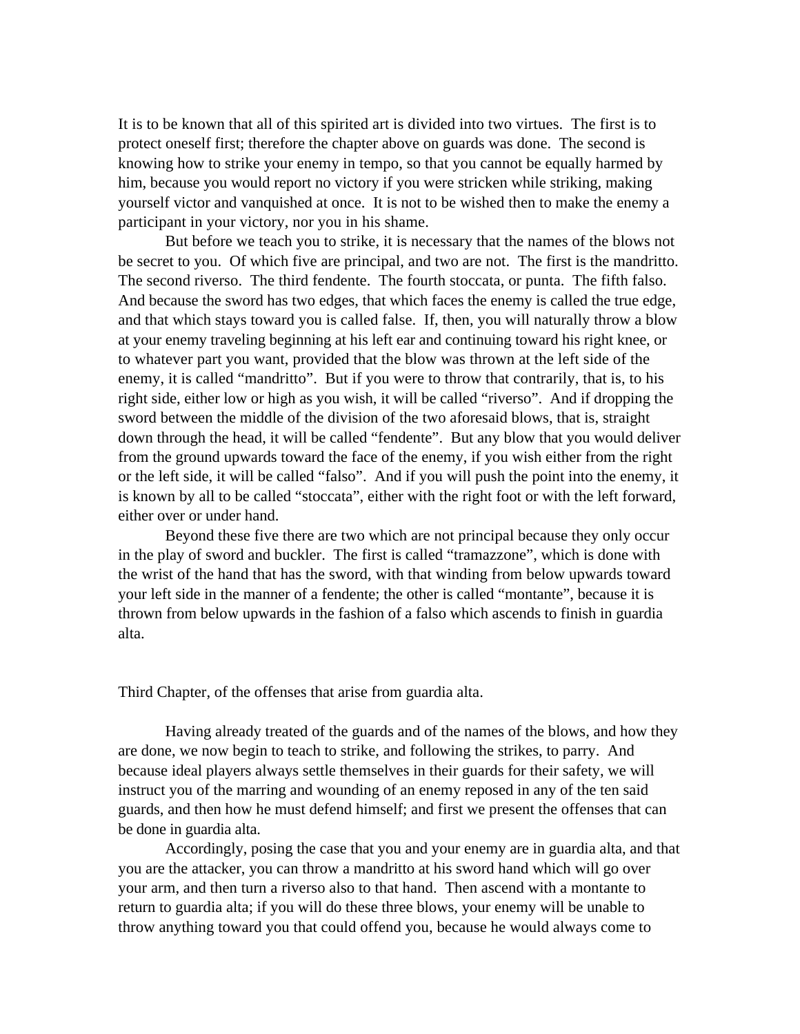It is to be known that all of this spirited art is divided into two virtues. The first is to protect oneself first; therefore the chapter above on guards was done. The second is knowing how to strike your enemy in tempo, so that you cannot be equally harmed by him, because you would report no victory if you were stricken while striking, making yourself victor and vanquished at once. It is not to be wished then to make the enemy a participant in your victory, nor you in his shame.

But before we teach you to strike, it is necessary that the names of the blows not be secret to you. Of which five are principal, and two are not. The first is the mandritto. The second riverso. The third fendente. The fourth stoccata, or punta. The fifth falso. And because the sword has two edges, that which faces the enemy is called the true edge, and that which stays toward you is called false. If, then, you will naturally throw a blow at your enemy traveling beginning at his left ear and continuing toward his right knee, or to whatever part you want, provided that the blow was thrown at the left side of the enemy, it is called "mandritto". But if you were to throw that contrarily, that is, to his right side, either low or high as you wish, it will be called "riverso". And if dropping the sword between the middle of the division of the two aforesaid blows, that is, straight down through the head, it will be called "fendente". But any blow that you would deliver from the ground upwards toward the face of the enemy, if you wish either from the right or the left side, it will be called "falso". And if you will push the point into the enemy, it is known by all to be called "stoccata", either with the right foot or with the left forward, either over or under hand.

Beyond these five there are two which are not principal because they only occur in the play of sword and buckler. The first is called "tramazzone", which is done with the wrist of the hand that has the sword, with that winding from below upwards toward your left side in the manner of a fendente; the other is called "montante", because it is thrown from below upwards in the fashion of a falso which ascends to finish in guardia alta.

## Third Chapter, of the offenses that arise from guardia alta.

Having already treated of the guards and of the names of the blows, and how they are done, we now begin to teach to strike, and following the strikes, to parry. And because ideal players always settle themselves in their guards for their safety, we will instruct you of the marring and wounding of an enemy reposed in any of the ten said guards, and then how he must defend himself; and first we present the offenses that can be done in guardia alta.

Accordingly, posing the case that you and your enemy are in guardia alta, and that you are the attacker, you can throw a mandritto at his sword hand which will go over your arm, and then turn a riverso also to that hand. Then ascend with a montante to return to guardia alta; if you will do these three blows, your enemy will be unable to throw anything toward you that could offend you, because he would always come to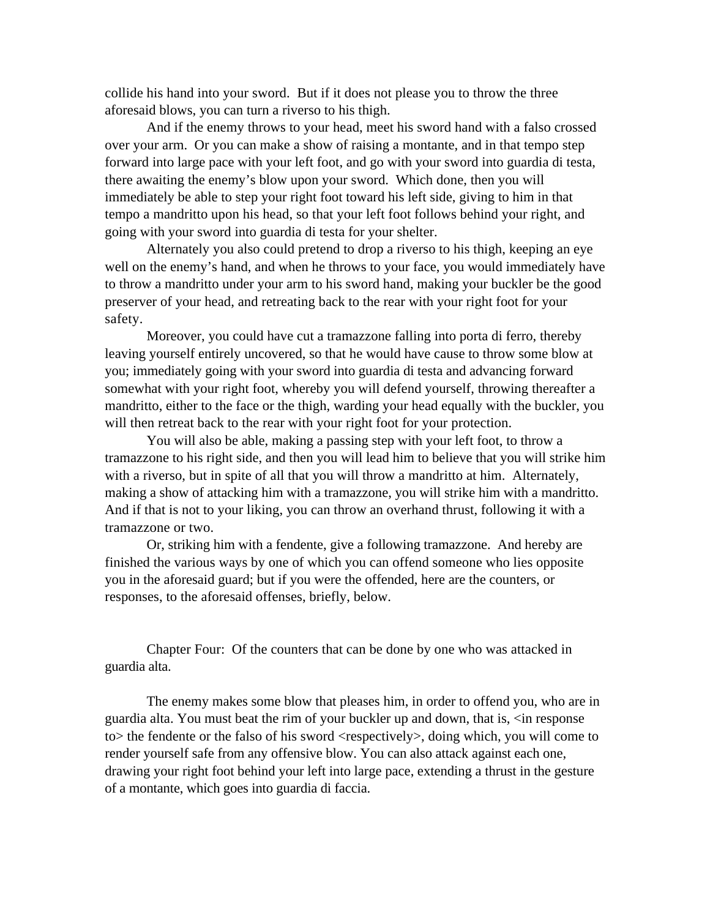collide his hand into your sword. But if it does not please you to throw the three aforesaid blows, you can turn a riverso to his thigh.

And if the enemy throws to your head, meet his sword hand with a falso crossed over your arm. Or you can make a show of raising a montante, and in that tempo step forward into large pace with your left foot, and go with your sword into guardia di testa, there awaiting the enemy's blow upon your sword. Which done, then you will immediately be able to step your right foot toward his left side, giving to him in that tempo a mandritto upon his head, so that your left foot follows behind your right, and going with your sword into guardia di testa for your shelter.

Alternately you also could pretend to drop a riverso to his thigh, keeping an eye well on the enemy's hand, and when he throws to your face, you would immediately have to throw a mandritto under your arm to his sword hand, making your buckler be the good preserver of your head, and retreating back to the rear with your right foot for your safety.

Moreover, you could have cut a tramazzone falling into porta di ferro, thereby leaving yourself entirely uncovered, so that he would have cause to throw some blow at you; immediately going with your sword into guardia di testa and advancing forward somewhat with your right foot, whereby you will defend yourself, throwing thereafter a mandritto, either to the face or the thigh, warding your head equally with the buckler, you will then retreat back to the rear with your right foot for your protection.

You will also be able, making a passing step with your left foot, to throw a tramazzone to his right side, and then you will lead him to believe that you will strike him with a riverso, but in spite of all that you will throw a mandritto at him. Alternately, making a show of attacking him with a tramazzone, you will strike him with a mandritto. And if that is not to your liking, you can throw an overhand thrust, following it with a tramazzone or two.

Or, striking him with a fendente, give a following tramazzone. And hereby are finished the various ways by one of which you can offend someone who lies opposite you in the aforesaid guard; but if you were the offended, here are the counters, or responses, to the aforesaid offenses, briefly, below.

## Chapter Four: Of the counters that can be done by one who was attacked in guardia alta.

The enemy makes some blow that pleases him, in order to offend you, who are in guardia alta. You must beat the rim of your buckler up and down, that is, <in response to> the fendente or the falso of his sword <respectively>, doing which, you will come to render yourself safe from any offensive blow. You can also attack against each one, drawing your right foot behind your left into large pace, extending a thrust in the gesture of a montante, which goes into guardia di faccia.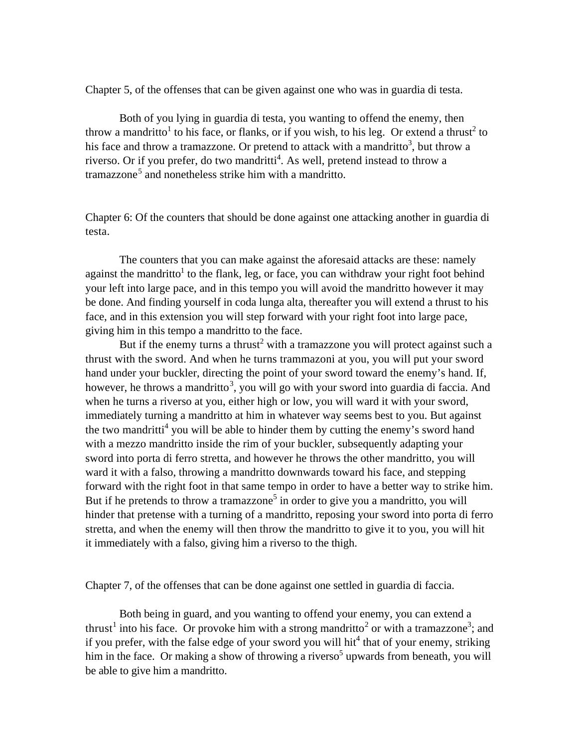Chapter 5, of the offenses that can be given against one who was in guardia di testa.

Both of you lying in guardia di testa, you wanting to offend the enemy, then throw a mandritto[1] to his face, or flanks, or if you wish, to his leg. Or extend a thrust[2] to his face and throw a tramazzone. Or pretend to attack with a mandritto[3], but throw a riverso. Or if you prefer, do two mandritti[4]. As well, pretend instead to throw a tramazzone[5] and nonetheless strike him with a mandritto.

Chapter 6: Of the counters that should be done against one attacking another in guardia di testa.

The counters that you can make against the aforesaid attacks are these: namely against the mandritto[1] to the flank, leg, or face, you can withdraw your right foot behind your left into large pace, and in this tempo you will avoid the mandritto however it may be done. And finding yourself in coda lunga alta, thereafter you will extend a thrust to his face, and in this extension you will step forward with your right foot into large pace, giving him in this tempo a mandritto to the face.

But if the enemy turns a thrust[2] with a tramazzone you will protect against such a thrust with the sword. And when he turns trammazoni at you, you will put your sword hand under your buckler, directing the point of your sword toward the enemy's hand. If, however, he throws a mandritto[3], you will go with your sword into guardia di faccia. And when he turns a riverso at you, either high or low, you will ward it with your sword, immediately turning a mandritto at him in whatever way seems best to you. But against the two mandritti[4] you will be able to hinder them by cutting the enemy's sword hand with a mezzo mandritto inside the rim of your buckler, subsequently adapting your sword into porta di ferro stretta, and however he throws the other mandritto, you will ward it with a falso, throwing a mandritto downwards toward his face, and stepping forward with the right foot in that same tempo in order to have a better way to strike him. But if he pretends to throw a tramazzone[5] in order to give you a mandritto, you will hinder that pretense with a turning of a mandritto, reposing your sword into porta di ferro stretta, and when the enemy will then throw the mandritto to give it to you, you will hit it immediately with a falso, giving him a riverso to the thigh.

Chapter 7, of the offenses that can be done against one settled in guardia di faccia.

Both being in guard, and you wanting to offend your enemy, you can extend a thrust[1] into his face. Or provoke him with a strong mandritto[2] or with a tramazzone[3]; and if you prefer, with the false edge of your sword you will hit[4] that of your enemy, striking him in the face. Or making a show of throwing a riverso[5] upwards from beneath, you will be able to give him a mandritto.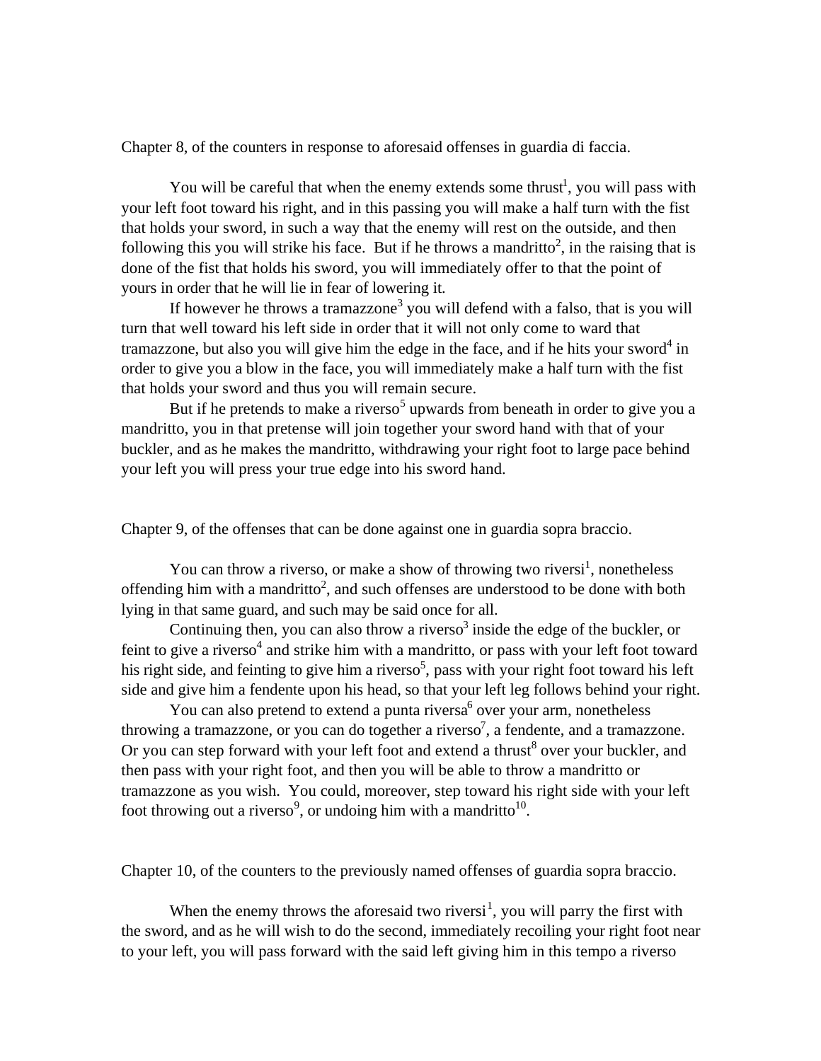## Chapter 8, of the counters in response to aforesaid offenses in guardia di faccia.

You will be careful that when the enemy extends some thrust[1], you will pass with your left foot toward his right, and in this passing you will make a half turn with the fist that holds your sword, in such a way that the enemy will rest on the outside, and then following this you will strike his face. But if he throws a mandritto[2], in the raising that is done of the fist that holds his sword, you will immediately offer to that the point of yours in order that he will lie in fear of lowering it.

If however he throws a tramazzone[3] you will defend with a falso, that is you will turn that well toward his left side in order that it will not only come to ward that tramazzone, but also you will give him the edge in the face, and if he hits your sword[4] in order to give you a blow in the face, you will immediately make a half turn with the fist that holds your sword and thus you will remain secure.

But if he pretends to make a riverso[5] upwards from beneath in order to give you a mandritto, you in that pretense will join together your sword hand with that of your buckler, and as he makes the mandritto, withdrawing your right foot to large pace behind your left you will press your true edge into his sword hand.

## Chapter 9, of the offenses that can be done against one in guardia sopra braccio.

You can throw a riverso, or make a show of throwing two riversi[1], nonetheless offending him with a mandritto[2], and such offenses are understood to be done with both lying in that same guard, and such may be said once for all.

Continuing then, you can also throw a riverso[3] inside the edge of the buckler, or feint to give a riverso[4] and strike him with a mandritto, or pass with your left foot toward his right side, and feinting to give him a riverso[5], pass with your right foot toward his left side and give him a fendente upon his head, so that your left leg follows behind your right.

You can also pretend to extend a punta riversa[6] over your arm, nonetheless throwing a tramazzone, or you can do together a riverso[7], a fendente, and a tramazzone. Or you can step forward with your left foot and extend a thrust[8] over your buckler, and then pass with your right foot, and then you will be able to throw a mandritto or tramazzone as you wish. You could, moreover, step toward his right side with your left foot throwing out a riverso[9], or undoing him with a mandritto[10].

## Chapter 10, of the counters to the previously named offenses of guardia sopra braccio.

When the enemy throws the aforesaid two riversi[1], you will parry the first with the sword, and as he will wish to do the second, immediately recoiling your right foot near to your left, you will pass forward with the said left giving him in this tempo a riverso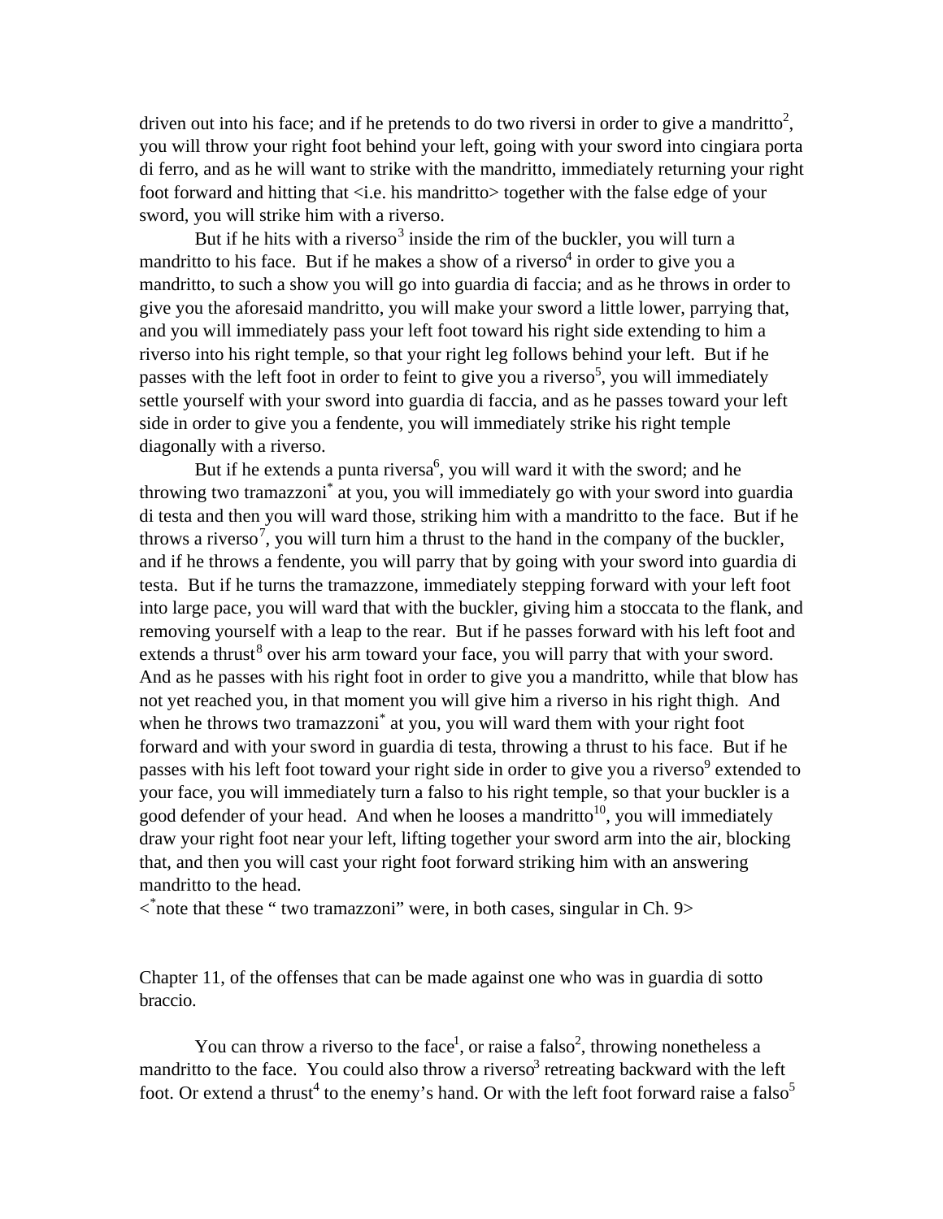driven out into his face; and if he pretends to do two riversi in order to give a mandritto[2], you will throw your right foot behind your left, going with your sword into cingiara porta di ferro, and as he will want to strike with the mandritto, immediately returning your right foot forward and hitting that <i.e. his mandritto> together with the false edge of your sword, you will strike him with a riverso.

But if he hits with a riverso[3] inside the rim of the buckler, you will turn a mandritto to his face. But if he makes a show of a riverso[4] in order to give you a mandritto, to such a show you will go into guardia di faccia; and as he throws in order to give you the aforesaid mandritto, you will make your sword a little lower, parrying that, and you will immediately pass your left foot toward his right side extending to him a riverso into his right temple, so that your right leg follows behind your left. But if he passes with the left foot in order to feint to give you a riverso[5], you will immediately settle yourself with your sword into guardia di faccia, and as he passes toward your left side in order to give you a fendente, you will immediately strike his right temple diagonally with a riverso.

But if he extends a punta riversa[6], you will ward it with the sword; and he throwing two tramazzoni[*] at you, you will immediately go with your sword into guardia di testa and then you will ward those, striking him with a mandritto to the face. But if he throws a riverso[7], you will turn him a thrust to the hand in the company of the buckler, and if he throws a fendente, you will parry that by going with your sword into guardia di testa. But if he turns the tramazzone, immediately stepping forward with your left foot into large pace, you will ward that with the buckler, giving him a stoccata to the flank, and removing yourself with a leap to the rear. But if he passes forward with his left foot and extends a thrust[8] over his arm toward your face, you will parry that with your sword. And as he passes with his right foot in order to give you a mandritto, while that blow has not yet reached you, in that moment you will give him a riverso in his right thigh. And when he throws two tramazzoni[*] at you, you will ward them with your right foot forward and with your sword in guardia di testa, throwing a thrust to his face. But if he passes with his left foot toward your right side in order to give you a riverso[9] extended to your face, you will immediately turn a falso to his right temple, so that your buckler is a good defender of your head. And when he looses a mandritto[10], you will immediately draw your right foot near your left, lifting together your sword arm into the air, blocking that, and then you will cast your right foot forward striking him with an answering mandritto to the head.

<[*]note that these " two tramazzoni" were, in both cases, singular in Ch. 9>

Chapter 11, of the offenses that can be made against one who was in guardia di sotto braccio.

You can throw a riverso to the face[1], or raise a falso[2], throwing nonetheless a mandritto to the face. You could also throw a riverso[3] retreating backward with the left foot. Or extend a thrust[4] to the enemy's hand. Or with the left foot forward raise a falso[5]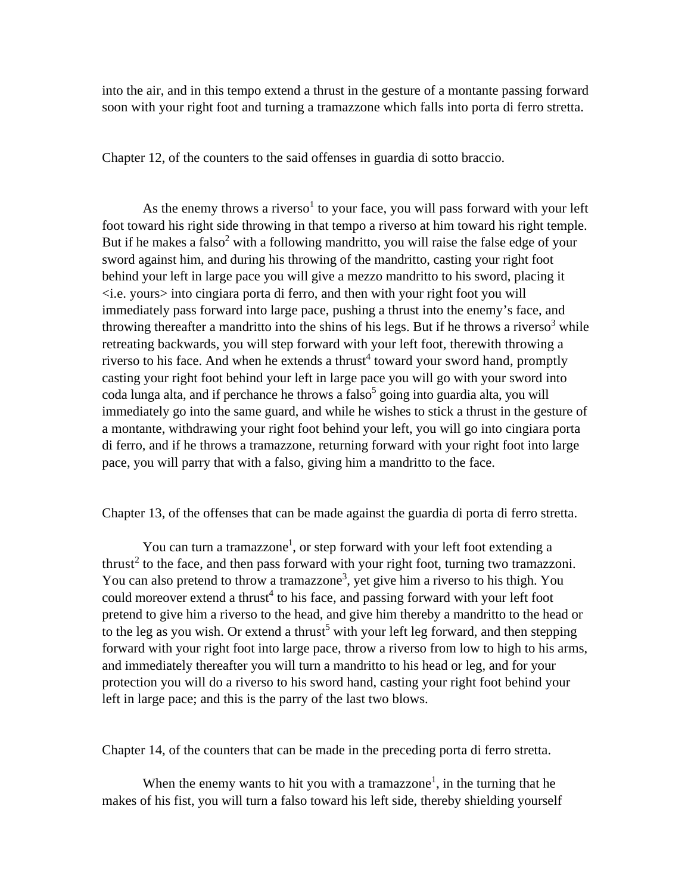into the air, and in this tempo extend a thrust in the gesture of a montante passing forward soon with your right foot and turning a tramazzone which falls into porta di ferro stretta.

Chapter 12, of the counters to the said offenses in guardia di sotto braccio.

As the enemy throws a riverso[1] to your face, you will pass forward with your left foot toward his right side throwing in that tempo a riverso at him toward his right temple. But if he makes a falso[2] with a following mandritto, you will raise the false edge of your sword against him, and during his throwing of the mandritto, casting your right foot behind your left in large pace you will give a mezzo mandritto to his sword, placing it <i.e. yours> into cingiara porta di ferro, and then with your right foot you will immediately pass forward into large pace, pushing a thrust into the enemy's face, and throwing thereafter a mandritto into the shins of his legs. But if he throws a riverso[3] while retreating backwards, you will step forward with your left foot, therewith throwing a riverso to his face. And when he extends a thrust[4] toward your sword hand, promptly casting your right foot behind your left in large pace you will go with your sword into coda lunga alta, and if perchance he throws a falso[5] going into guardia alta, you will immediately go into the same guard, and while he wishes to stick a thrust in the gesture of a montante, withdrawing your right foot behind your left, you will go into cingiara porta di ferro, and if he throws a tramazzone, returning forward with your right foot into large pace, you will parry that with a falso, giving him a mandritto to the face.

Chapter 13, of the offenses that can be made against the guardia di porta di ferro stretta.

You can turn a tramazzone[1], or step forward with your left foot extending a thrust[2] to the face, and then pass forward with your right foot, turning two tramazzoni. You can also pretend to throw a tramazzone[3], yet give him a riverso to his thigh. You could moreover extend a thrust[4] to his face, and passing forward with your left foot pretend to give him a riverso to the head, and give him thereby a mandritto to the head or to the leg as you wish. Or extend a thrust[5] with your left leg forward, and then stepping forward with your right foot into large pace, throw a riverso from low to high to his arms, and immediately thereafter you will turn a mandritto to his head or leg, and for your protection you will do a riverso to his sword hand, casting your right foot behind your left in large pace; and this is the parry of the last two blows.

Chapter 14, of the counters that can be made in the preceding porta di ferro stretta.

When the enemy wants to hit you with a tramazzone[1], in the turning that he makes of his fist, you will turn a falso toward his left side, thereby shielding yourself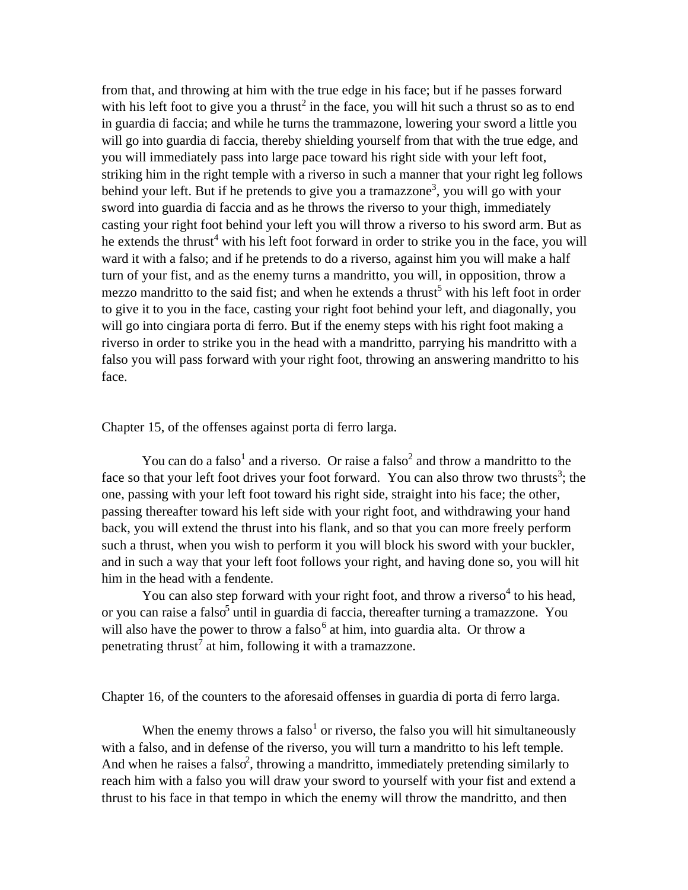from that, and throwing at him with the true edge in his face; but if he passes forward with his left foot to give you a thrust[2] in the face, you will hit such a thrust so as to end in guardia di faccia; and while he turns the trammazone, lowering your sword a little you will go into guardia di faccia, thereby shielding yourself from that with the true edge, and you will immediately pass into large pace toward his right side with your left foot, striking him in the right temple with a riverso in such a manner that your right leg follows behind your left. But if he pretends to give you a tramazzone[3], you will go with your sword into guardia di faccia and as he throws the riverso to your thigh, immediately casting your right foot behind your left you will throw a riverso to his sword arm. But as he extends the thrust[4] with his left foot forward in order to strike you in the face, you will ward it with a falso; and if he pretends to do a riverso, against him you will make a half turn of your fist, and as the enemy turns a mandritto, you will, in opposition, throw a mezzo mandritto to the said fist; and when he extends a thrust[5] with his left foot in order to give it to you in the face, casting your right foot behind your left, and diagonally, you will go into cingiara porta di ferro. But if the enemy steps with his right foot making a riverso in order to strike you in the head with a mandritto, parrying his mandritto with a falso you will pass forward with your right foot, throwing an answering mandritto to his face.

## Chapter 15, of the offenses against porta di ferro larga.

You can do a falso[1] and a riverso. Or raise a falso[2] and throw a mandritto to the face so that your left foot drives your foot forward. You can also throw two thrusts[3]; the one, passing with your left foot toward his right side, straight into his face; the other, passing thereafter toward his left side with your right foot, and withdrawing your hand back, you will extend the thrust into his flank, and so that you can more freely perform such a thrust, when you wish to perform it you will block his sword with your buckler, and in such a way that your left foot follows your right, and having done so, you will hit him in the head with a fendente.

You can also step forward with your right foot, and throw a riverso[4] to his head, or you can raise a falso[5] until in guardia di faccia, thereafter turning a tramazzone. You will also have the power to throw a falso[6] at him, into guardia alta. Or throw a penetrating thrust[7] at him, following it with a tramazzone.

## Chapter 16, of the counters to the aforesaid offenses in guardia di porta di ferro larga.

When the enemy throws a falso[1] or riverso, the falso you will hit simultaneously with a falso, and in defense of the riverso, you will turn a mandritto to his left temple. And when he raises a falso[2], throwing a mandritto, immediately pretending similarly to reach him with a falso you will draw your sword to yourself with your fist and extend a thrust to his face in that tempo in which the enemy will throw the mandritto, and then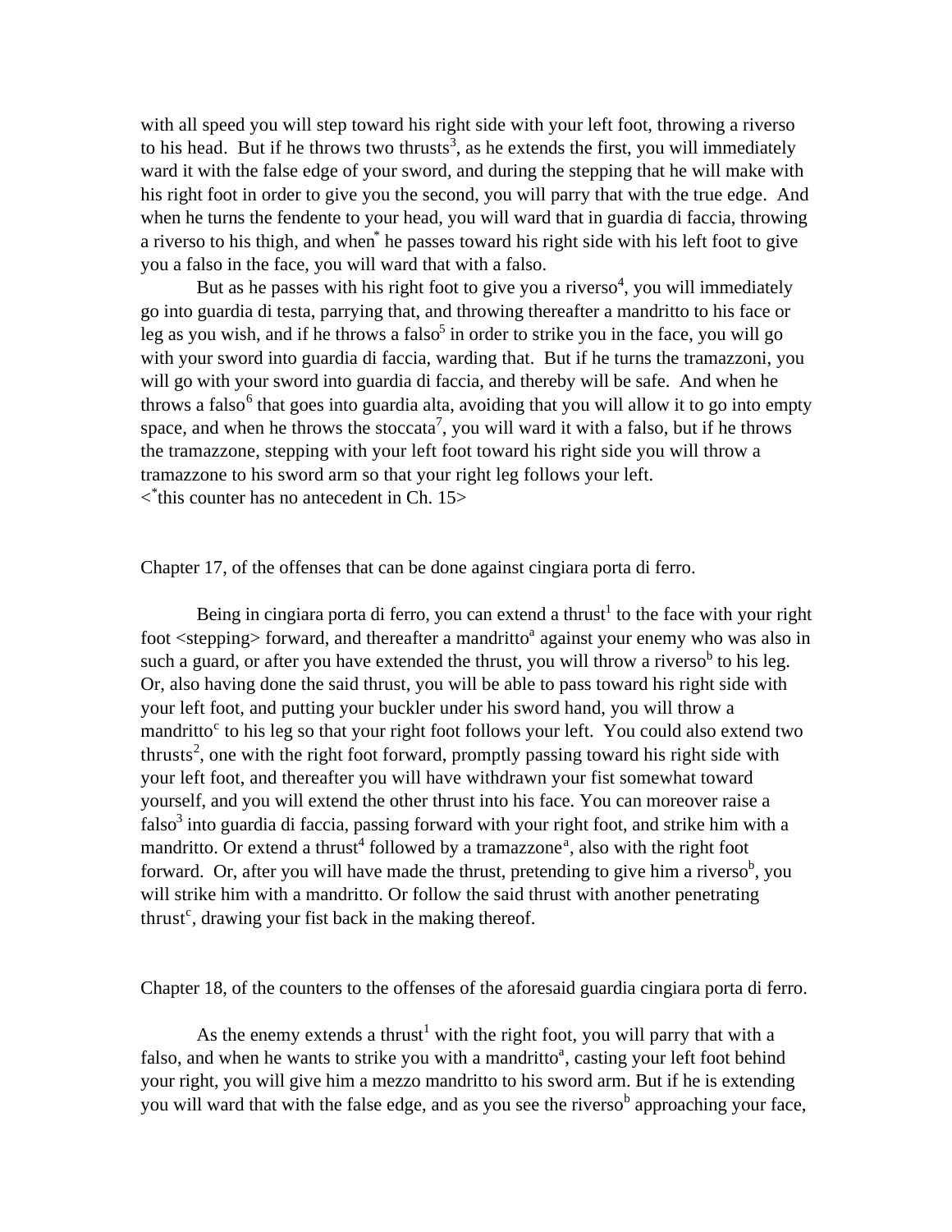with all speed you will step toward his right side with your left foot, throwing a riverso to his head. But if he throws two thrusts[3], as he extends the first, you will immediately ward it with the false edge of your sword, and during the stepping that he will make with his right foot in order to give you the second, you will parry that with the true edge. And when he turns the fendente to your head, you will ward that in guardia di faccia, throwing a riverso to his thigh, and when[*] he passes toward his right side with his left foot to give you a falso in the face, you will ward that with a falso.

But as he passes with his right foot to give you a riverso[4], you will immediately go into guardia di testa, parrying that, and throwing thereafter a mandritto to his face or leg as you wish, and if he throws a falso[5] in order to strike you in the face, you will go with your sword into guardia di faccia, warding that. But if he turns the tramazzoni, you will go with your sword into guardia di faccia, and thereby will be safe. And when he throws a falso[6] that goes into guardia alta, avoiding that you will allow it to go into empty space, and when he throws the stoccata[7], you will ward it with a falso, but if he throws the tramazzone, stepping with your left foot toward his right side you will throw a tramazzone to his sword arm so that your right leg follows your left.
<[*]this counter has no antecedent in Ch. 15>

Chapter 17, of the offenses that can be done against cingiara porta di ferro.

Being in cingiara porta di ferro, you can extend a thrust[1] to the face with your right foot <stepping> forward, and thereafter a mandritto[a] against your enemy who was also in such a guard, or after you have extended the thrust, you will throw a riverso[b] to his leg. Or, also having done the said thrust, you will be able to pass toward his right side with your left foot, and putting your buckler under his sword hand, you will throw a mandritto[c] to his leg so that your right foot follows your left. You could also extend two thrusts[2], one with the right foot forward, promptly passing toward his right side with your left foot, and thereafter you will have withdrawn your fist somewhat toward yourself, and you will extend the other thrust into his face. You can moreover raise a falso[3] into guardia di faccia, passing forward with your right foot, and strike him with a mandritto. Or extend a thrust[4] followed by a tramazzone[a], also with the right foot forward. Or, after you will have made the thrust, pretending to give him a riverso[b], you will strike him with a mandritto. Or follow the said thrust with another penetrating thrust[c], drawing your fist back in the making thereof.

Chapter 18, of the counters to the offenses of the aforesaid guardia cingiara porta di ferro.

As the enemy extends a thrust[1] with the right foot, you will parry that with a falso, and when he wants to strike you with a mandritto[a], casting your left foot behind your right, you will give him a mezzo mandritto to his sword arm. But if he is extending you will ward that with the false edge, and as you see the riverso[b] approaching your face,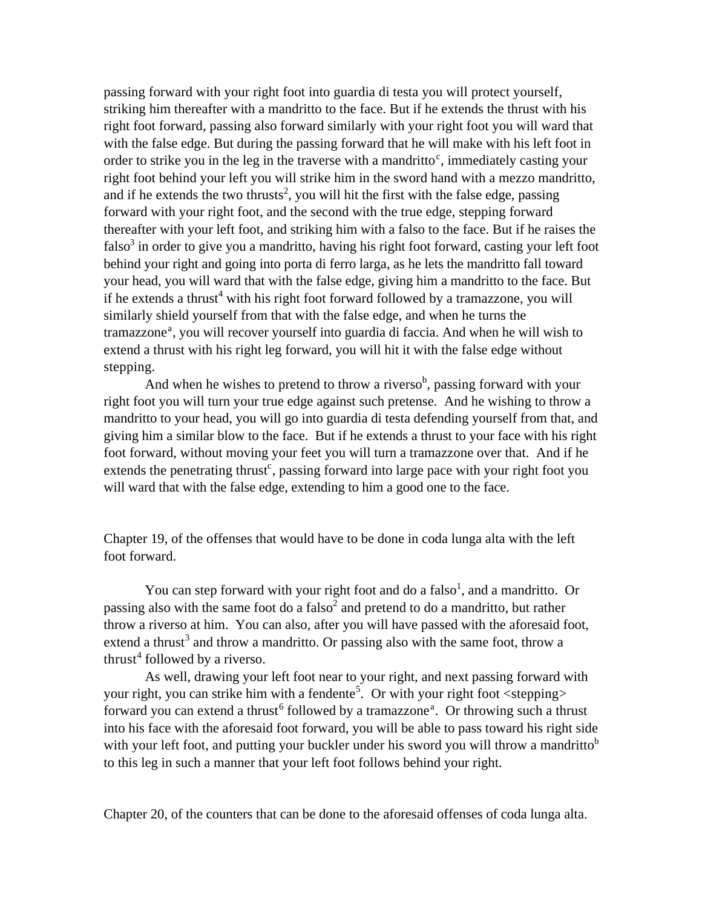passing forward with your right foot into guardia di testa you will protect yourself, striking him thereafter with a mandritto to the face. But if he extends the thrust with his right foot forward, passing also forward similarly with your right foot you will ward that with the false edge. But during the passing forward that he will make with his left foot in order to strike you in the leg in the traverse with a mandritto[c], immediately casting your right foot behind your left you will strike him in the sword hand with a mezzo mandritto, and if he extends the two thrusts[2], you will hit the first with the false edge, passing forward with your right foot, and the second with the true edge, stepping forward thereafter with your left foot, and striking him with a falso to the face. But if he raises the falso[3] in order to give you a mandritto, having his right foot forward, casting your left foot behind your right and going into porta di ferro larga, as he lets the mandritto fall toward your head, you will ward that with the false edge, giving him a mandritto to the face. But if he extends a thrust[4] with his right foot forward followed by a tramazzone, you will similarly shield yourself from that with the false edge, and when he turns the tramazzone[a], you will recover yourself into guardia di faccia. And when he will wish to extend a thrust with his right leg forward, you will hit it with the false edge without stepping.

And when he wishes to pretend to throw a riverso[b], passing forward with your right foot you will turn your true edge against such pretense. And he wishing to throw a mandritto to your head, you will go into guardia di testa defending yourself from that, and giving him a similar blow to the face. But if he extends a thrust to your face with his right foot forward, without moving your feet you will turn a tramazzone over that. And if he extends the penetrating thrust[c], passing forward into large pace with your right foot you will ward that with the false edge, extending to him a good one to the face.

Chapter 19, of the offenses that would have to be done in coda lunga alta with the left foot forward.

You can step forward with your right foot and do a falso[1], and a mandritto. Or passing also with the same foot do a falso[2] and pretend to do a mandritto, but rather throw a riverso at him. You can also, after you will have passed with the aforesaid foot, extend a thrust[3] and throw a mandritto. Or passing also with the same foot, throw a thrust[4] followed by a riverso.

As well, drawing your left foot near to your right, and next passing forward with your right, you can strike him with a fendente[5]. Or with your right foot <stepping> forward you can extend a thrust[6] followed by a tramazzone[a]. Or throwing such a thrust into his face with the aforesaid foot forward, you will be able to pass toward his right side with your left foot, and putting your buckler under his sword you will throw a mandritto[b] to this leg in such a manner that your left foot follows behind your right.

Chapter 20, of the counters that can be done to the aforesaid offenses of coda lunga alta.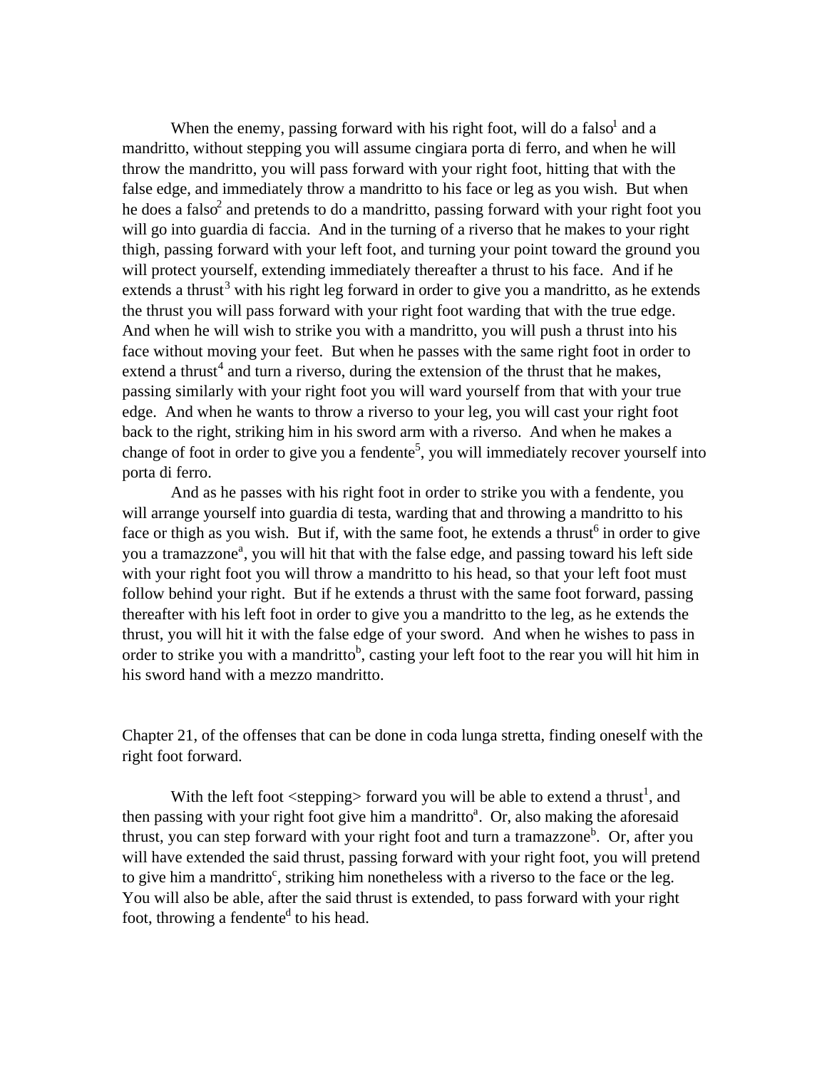When the enemy, passing forward with his right foot, will do a falso[1] and a mandritto, without stepping you will assume cingiara porta di ferro, and when he will throw the mandritto, you will pass forward with your right foot, hitting that with the false edge, and immediately throw a mandritto to his face or leg as you wish. But when he does a falso[2] and pretends to do a mandritto, passing forward with your right foot you will go into guardia di faccia. And in the turning of a riverso that he makes to your right thigh, passing forward with your left foot, and turning your point toward the ground you will protect yourself, extending immediately thereafter a thrust to his face. And if he extends a thrust[3] with his right leg forward in order to give you a mandritto, as he extends the thrust you will pass forward with your right foot warding that with the true edge. And when he will wish to strike you with a mandritto, you will push a thrust into his face without moving your feet. But when he passes with the same right foot in order to extend a thrust[4] and turn a riverso, during the extension of the thrust that he makes, passing similarly with your right foot you will ward yourself from that with your true edge. And when he wants to throw a riverso to your leg, you will cast your right foot back to the right, striking him in his sword arm with a riverso. And when he makes a change of foot in order to give you a fendente[5], you will immediately recover yourself into porta di ferro.

And as he passes with his right foot in order to strike you with a fendente, you will arrange yourself into guardia di testa, warding that and throwing a mandritto to his face or thigh as you wish. But if, with the same foot, he extends a thrust[6] in order to give you a tramazzone[a], you will hit that with the false edge, and passing toward his left side with your right foot you will throw a mandritto to his head, so that your left foot must follow behind your right. But if he extends a thrust with the same foot forward, passing thereafter with his left foot in order to give you a mandritto to the leg, as he extends the thrust, you will hit it with the false edge of your sword. And when he wishes to pass in order to strike you with a mandritto[b], casting your left foot to the rear you will hit him in his sword hand with a mezzo mandritto.

Chapter 21, of the offenses that can be done in coda lunga stretta, finding oneself with the right foot forward.

With the left foot <stepping> forward you will be able to extend a thrust[1], and then passing with your right foot give him a mandritto[a]. Or, also making the aforesaid thrust, you can step forward with your right foot and turn a tramazzone[b]. Or, after you will have extended the said thrust, passing forward with your right foot, you will pretend to give him a mandritto[c], striking him nonetheless with a riverso to the face or the leg. You will also be able, after the said thrust is extended, to pass forward with your right foot, throwing a fendente[d] to his head.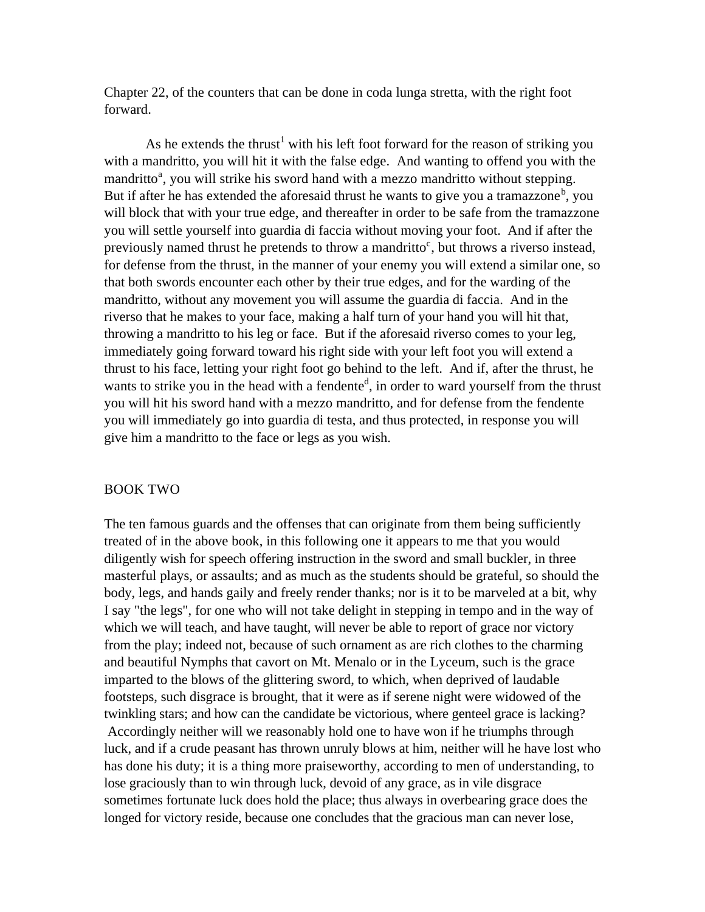Chapter 22, of the counters that can be done in coda lunga stretta, with the right foot forward.

As he extends the thrust[1] with his left foot forward for the reason of striking you with a mandritto, you will hit it with the false edge. And wanting to offend you with the mandritto[a], you will strike his sword hand with a mezzo mandritto without stepping. But if after he has extended the aforesaid thrust he wants to give you a tramazzone[b], you will block that with your true edge, and thereafter in order to be safe from the tramazzone you will settle yourself into guardia di faccia without moving your foot. And if after the previously named thrust he pretends to throw a mandritto[c], but throws a riverso instead, for defense from the thrust, in the manner of your enemy you will extend a similar one, so that both swords encounter each other by their true edges, and for the warding of the mandritto, without any movement you will assume the guardia di faccia. And in the riverso that he makes to your face, making a half turn of your hand you will hit that, throwing a mandritto to his leg or face. But if the aforesaid riverso comes to your leg, immediately going forward toward his right side with your left foot you will extend a thrust to his face, letting your right foot go behind to the left. And if, after the thrust, he wants to strike you in the head with a fendente[d], in order to ward yourself from the thrust you will hit his sword hand with a mezzo mandritto, and for defense from the fendente you will immediately go into guardia di testa, and thus protected, in response you will give him a mandritto to the face or legs as you wish.

## BOOK TWO

The ten famous guards and the offenses that can originate from them being sufficiently treated of in the above book, in this following one it appears to me that you would diligently wish for speech offering instruction in the sword and small buckler, in three masterful plays, or assaults; and as much as the students should be grateful, so should the body, legs, and hands gaily and freely render thanks; nor is it to be marveled at a bit, why I say "the legs", for one who will not take delight in stepping in tempo and in the way of which we will teach, and have taught, will never be able to report of grace nor victory from the play; indeed not, because of such ornament as are rich clothes to the charming and beautiful Nymphs that cavort on Mt. Menalo or in the Lyceum, such is the grace imparted to the blows of the glittering sword, to which, when deprived of laudable footsteps, such disgrace is brought, that it were as if serene night were widowed of the twinkling stars; and how can the candidate be victorious, where genteel grace is lacking? Accordingly neither will we reasonably hold one to have won if he triumphs through luck, and if a crude peasant has thrown unruly blows at him, neither will he have lost who has done his duty; it is a thing more praiseworthy, according to men of understanding, to lose graciously than to win through luck, devoid of any grace, as in vile disgrace sometimes fortunate luck does hold the place; thus always in overbearing grace does the longed for victory reside, because one concludes that the gracious man can never lose,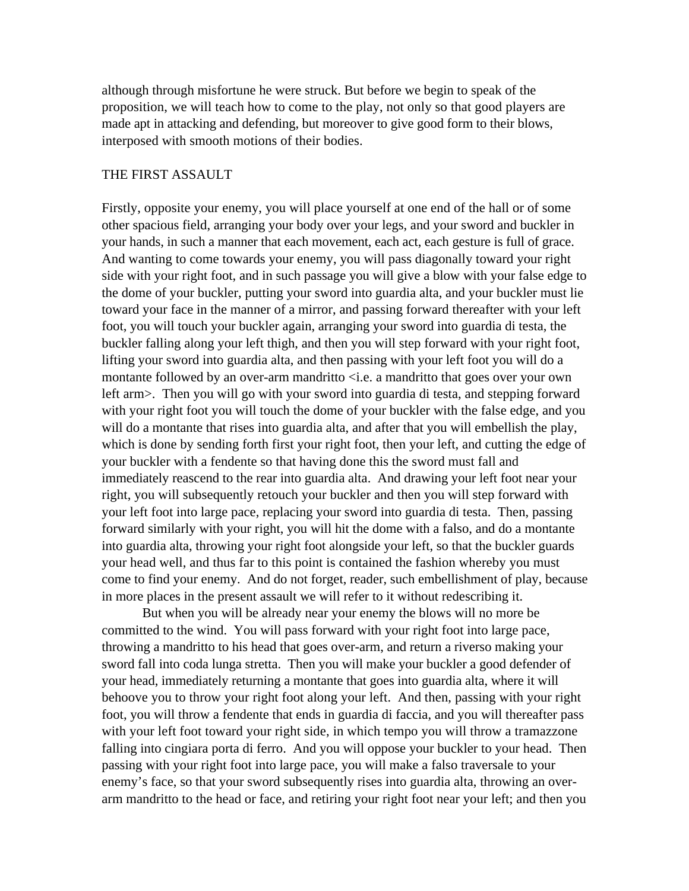although through misfortune he were struck. But before we begin to speak of the proposition, we will teach how to come to the play, not only so that good players are made apt in attacking and defending, but moreover to give good form to their blows, interposed with smooth motions of their bodies.

## THE FIRST ASSAULT

Firstly, opposite your enemy, you will place yourself at one end of the hall or of some other spacious field, arranging your body over your legs, and your sword and buckler in your hands, in such a manner that each movement, each act, each gesture is full of grace. And wanting to come towards your enemy, you will pass diagonally toward your right side with your right foot, and in such passage you will give a blow with your false edge to the dome of your buckler, putting your sword into guardia alta, and your buckler must lie toward your face in the manner of a mirror, and passing forward thereafter with your left foot, you will touch your buckler again, arranging your sword into guardia di testa, the buckler falling along your left thigh, and then you will step forward with your right foot, lifting your sword into guardia alta, and then passing with your left foot you will do a montante followed by an over-arm mandritto <i.e. a mandritto that goes over your own left arm>. Then you will go with your sword into guardia di testa, and stepping forward with your right foot you will touch the dome of your buckler with the false edge, and you will do a montante that rises into guardia alta, and after that you will embellish the play, which is done by sending forth first your right foot, then your left, and cutting the edge of your buckler with a fendente so that having done this the sword must fall and immediately reascend to the rear into guardia alta. And drawing your left foot near your right, you will subsequently retouch your buckler and then you will step forward with your left foot into large pace, replacing your sword into guardia di testa. Then, passing forward similarly with your right, you will hit the dome with a falso, and do a montante into guardia alta, throwing your right foot alongside your left, so that the buckler guards your head well, and thus far to this point is contained the fashion whereby you must come to find your enemy. And do not forget, reader, such embellishment of play, because in more places in the present assault we will refer to it without redescribing it.

But when you will be already near your enemy the blows will no more be committed to the wind. You will pass forward with your right foot into large pace, throwing a mandritto to his head that goes over-arm, and return a riverso making your sword fall into coda lunga stretta. Then you will make your buckler a good defender of your head, immediately returning a montante that goes into guardia alta, where it will behoove you to throw your right foot along your left. And then, passing with your right foot, you will throw a fendente that ends in guardia di faccia, and you will thereafter pass with your left foot toward your right side, in which tempo you will throw a tramazzone falling into cingiara porta di ferro. And you will oppose your buckler to your head. Then passing with your right foot into large pace, you will make a falso traversale to your enemy's face, so that your sword subsequently rises into guardia alta, throwing an over-arm mandritto to the head or face, and retiring your right foot near your left; and then you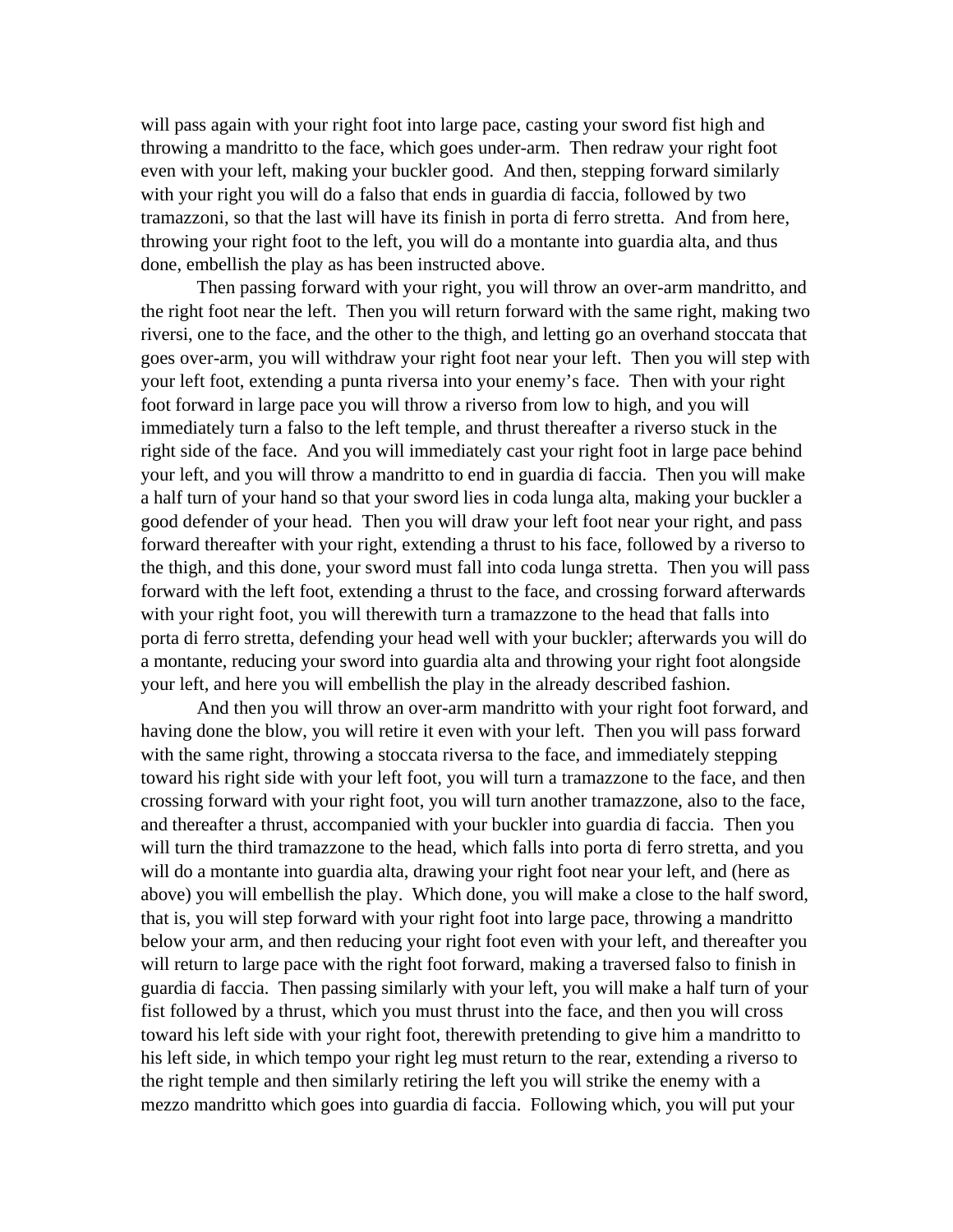will pass again with your right foot into large pace, casting your sword fist high and throwing a mandritto to the face, which goes under-arm.  Then redraw your right foot even with your left, making your buckler good.  And then, stepping forward similarly with your right you will do a falso that ends in guardia di faccia, followed by two tramazzoni, so that the last will have its finish in porta di ferro stretta.  And from here, throwing your right foot to the left, you will do a montante into guardia alta, and thus done, embellish the play as has been instructed above.

Then passing forward with your right, you will throw an over-arm mandritto, and the right foot near the left.  Then you will return forward with the same right, making two riversi, one to the face, and the other to the thigh, and letting go an overhand stoccata that goes over-arm, you will withdraw your right foot near your left.  Then you will step with your left foot, extending a punta riversa into your enemy's face.  Then with your right foot forward in large pace you will throw a riverso from low to high, and you will immediately turn a falso to the left temple, and thrust thereafter a riverso stuck in the right side of the face.  And you will immediately cast your right foot in large pace behind your left, and you will throw a mandritto to end in guardia di faccia.  Then you will make a half turn of your hand so that your sword lies in coda lunga alta, making your buckler a good defender of your head.  Then you will draw your left foot near your right, and pass forward thereafter with your right, extending a thrust to his face, followed by a riverso to the thigh, and this done, your sword must fall into coda lunga stretta.  Then you will pass forward with the left foot, extending a thrust to the face, and crossing forward afterwards with your right foot, you will therewith turn a tramazzone to the head that falls into porta di ferro stretta, defending your head well with your buckler; afterwards you will do a montante, reducing your sword into guardia alta and throwing your right foot alongside your left, and here you will embellish the play in the already described fashion.

And then you will throw an over-arm mandritto with your right foot forward, and having done the blow, you will retire it even with your left.  Then you will pass forward with the same right, throwing a stoccata riversa to the face, and immediately stepping toward his right side with your left foot, you will turn a tramazzone to the face, and then crossing forward with your right foot, you will turn another tramazzone, also to the face, and thereafter a thrust, accompanied with your buckler into guardia di faccia.  Then you will turn the third tramazzone to the head, which falls into porta di ferro stretta, and you will do a montante into guardia alta, drawing your right foot near your left, and (here as above) you will embellish the play.  Which done, you will make a close to the half sword, that is, you will step forward with your right foot into large pace, throwing a mandritto below your arm, and then reducing your right foot even with your left, and thereafter you will return to large pace with the right foot forward, making a traversed falso to finish in guardia di faccia.  Then passing similarly with your left, you will make a half turn of your fist followed by a thrust, which you must thrust into the face, and then you will cross toward his left side with your right foot, therewith pretending to give him a mandritto to his left side, in which tempo your right leg must return to the rear, extending a riverso to the right temple and then similarly retiring the left you will strike the enemy with a mezzo mandritto which goes into guardia di faccia.  Following which, you will put your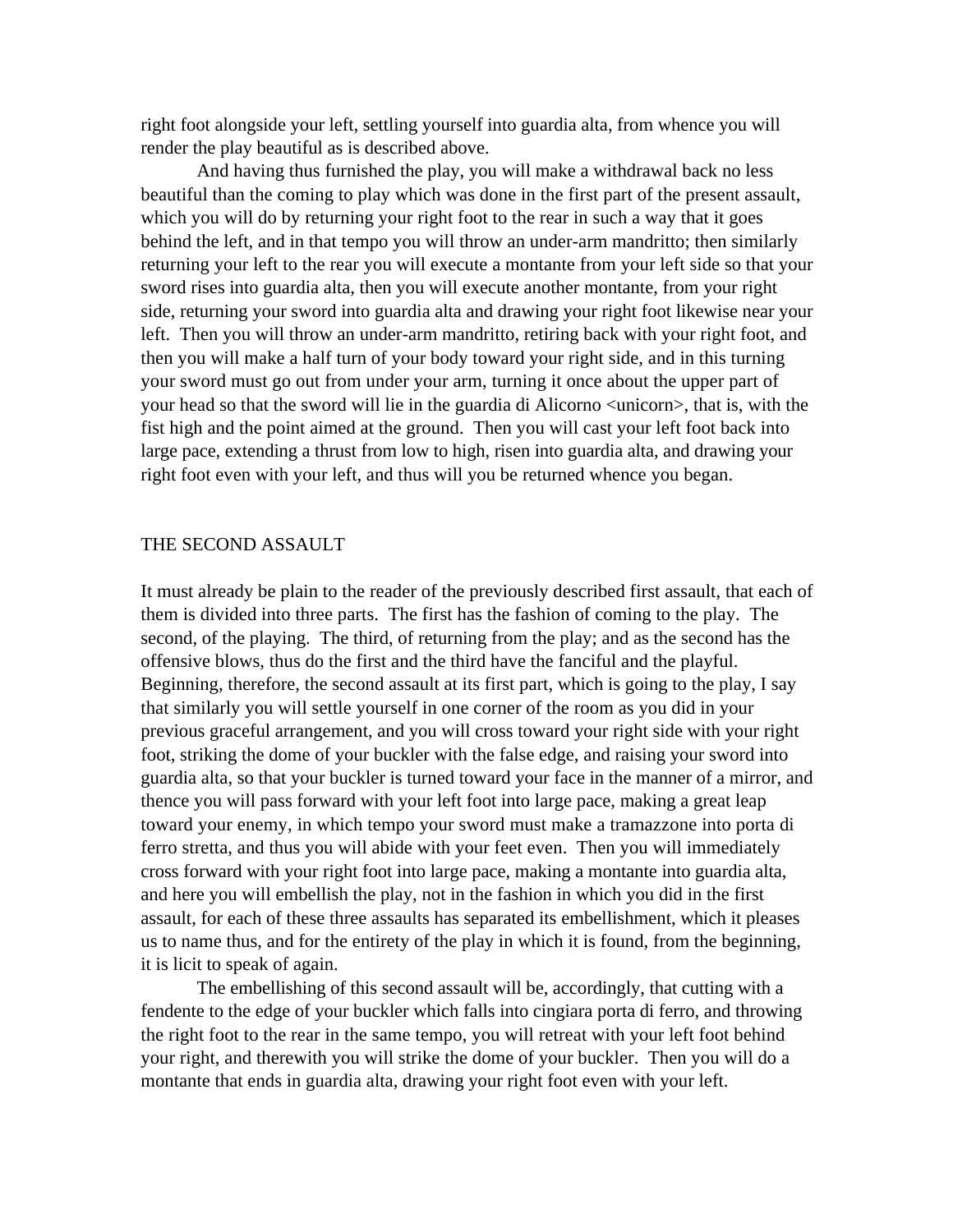right foot alongside your left, settling yourself into guardia alta, from whence you will render the play beautiful as is described above.

And having thus furnished the play, you will make a withdrawal back no less beautiful than the coming to play which was done in the first part of the present assault, which you will do by returning your right foot to the rear in such a way that it goes behind the left, and in that tempo you will throw an under-arm mandritto; then similarly returning your left to the rear you will execute a montante from your left side so that your sword rises into guardia alta, then you will execute another montante, from your right side, returning your sword into guardia alta and drawing your right foot likewise near your left. Then you will throw an under-arm mandritto, retiring back with your right foot, and then you will make a half turn of your body toward your right side, and in this turning your sword must go out from under your arm, turning it once about the upper part of your head so that the sword will lie in the guardia di Alicorno <unicorn>, that is, with the fist high and the point aimed at the ground. Then you will cast your left foot back into large pace, extending a thrust from low to high, risen into guardia alta, and drawing your right foot even with your left, and thus will you be returned whence you began.

## THE SECOND ASSAULT

It must already be plain to the reader of the previously described first assault, that each of them is divided into three parts. The first has the fashion of coming to the play. The second, of the playing. The third, of returning from the play; and as the second has the offensive blows, thus do the first and the third have the fanciful and the playful. Beginning, therefore, the second assault at its first part, which is going to the play, I say that similarly you will settle yourself in one corner of the room as you did in your previous graceful arrangement, and you will cross toward your right side with your right foot, striking the dome of your buckler with the false edge, and raising your sword into guardia alta, so that your buckler is turned toward your face in the manner of a mirror, and thence you will pass forward with your left foot into large pace, making a great leap toward your enemy, in which tempo your sword must make a tramazzone into porta di ferro stretta, and thus you will abide with your feet even. Then you will immediately cross forward with your right foot into large pace, making a montante into guardia alta, and here you will embellish the play, not in the fashion in which you did in the first assault, for each of these three assaults has separated its embellishment, which it pleases us to name thus, and for the entirety of the play in which it is found, from the beginning, it is licit to speak of again.

The embellishing of this second assault will be, accordingly, that cutting with a fendente to the edge of your buckler which falls into cingiara porta di ferro, and throwing the right foot to the rear in the same tempo, you will retreat with your left foot behind your right, and therewith you will strike the dome of your buckler. Then you will do a montante that ends in guardia alta, drawing your right foot even with your left.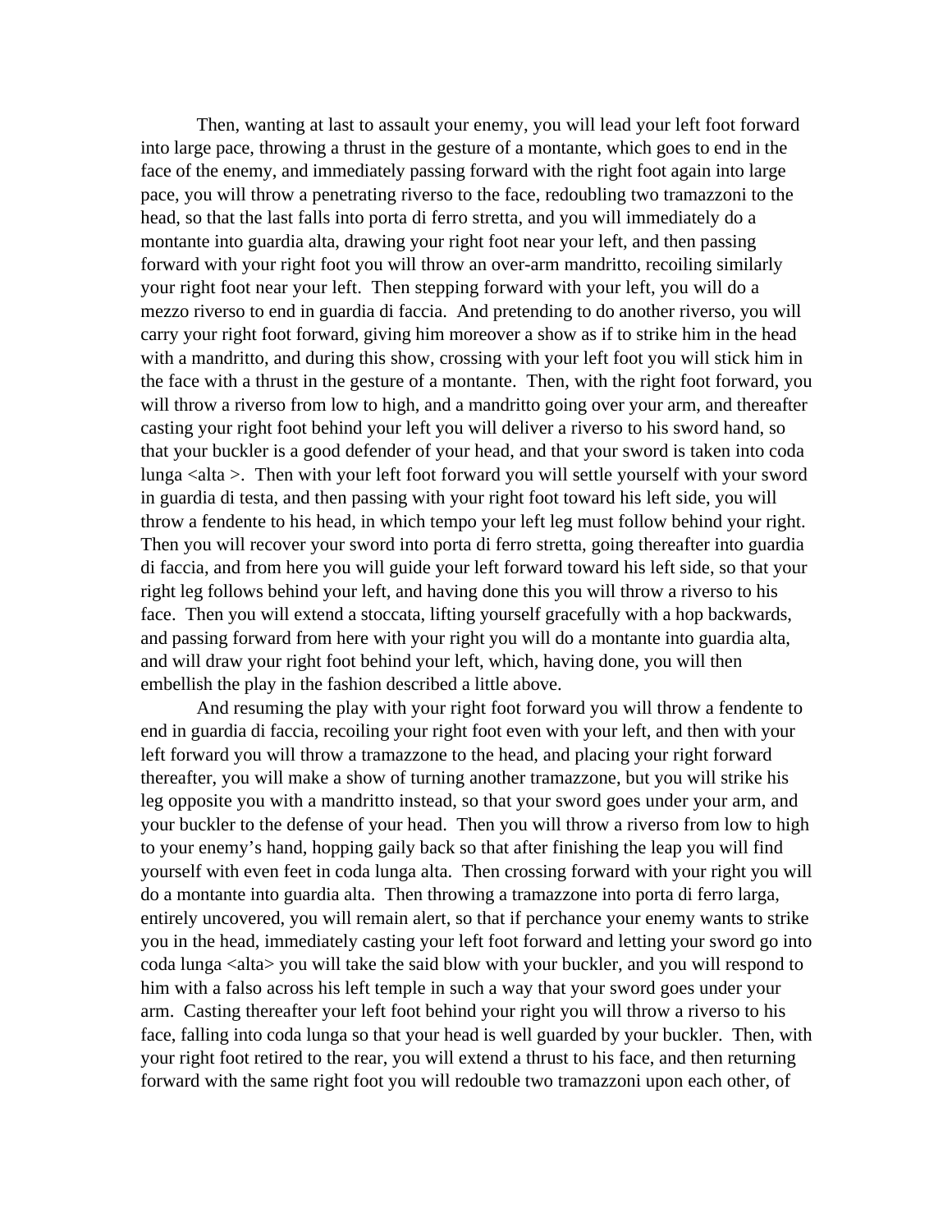Then, wanting at last to assault your enemy, you will lead your left foot forward into large pace, throwing a thrust in the gesture of a montante, which goes to end in the face of the enemy, and immediately passing forward with the right foot again into large pace, you will throw a penetrating riverso to the face, redoubling two tramazzoni to the head, so that the last falls into porta di ferro stretta, and you will immediately do a montante into guardia alta, drawing your right foot near your left, and then passing forward with your right foot you will throw an over-arm mandritto, recoiling similarly your right foot near your left. Then stepping forward with your left, you will do a mezzo riverso to end in guardia di faccia. And pretending to do another riverso, you will carry your right foot forward, giving him moreover a show as if to strike him in the head with a mandritto, and during this show, crossing with your left foot you will stick him in the face with a thrust in the gesture of a montante. Then, with the right foot forward, you will throw a riverso from low to high, and a mandritto going over your arm, and thereafter casting your right foot behind your left you will deliver a riverso to his sword hand, so that your buckler is a good defender of your head, and that your sword is taken into coda lunga <alta >. Then with your left foot forward you will settle yourself with your sword in guardia di testa, and then passing with your right foot toward his left side, you will throw a fendente to his head, in which tempo your left leg must follow behind your right. Then you will recover your sword into porta di ferro stretta, going thereafter into guardia di faccia, and from here you will guide your left forward toward his left side, so that your right leg follows behind your left, and having done this you will throw a riverso to his face. Then you will extend a stoccata, lifting yourself gracefully with a hop backwards, and passing forward from here with your right you will do a montante into guardia alta, and will draw your right foot behind your left, which, having done, you will then embellish the play in the fashion described a little above.

And resuming the play with your right foot forward you will throw a fendente to end in guardia di faccia, recoiling your right foot even with your left, and then with your left forward you will throw a tramazzone to the head, and placing your right forward thereafter, you will make a show of turning another tramazzone, but you will strike his leg opposite you with a mandritto instead, so that your sword goes under your arm, and your buckler to the defense of your head. Then you will throw a riverso from low to high to your enemy's hand, hopping gaily back so that after finishing the leap you will find yourself with even feet in coda lunga alta. Then crossing forward with your right you will do a montante into guardia alta. Then throwing a tramazzone into porta di ferro larga, entirely uncovered, you will remain alert, so that if perchance your enemy wants to strike you in the head, immediately casting your left foot forward and letting your sword go into coda lunga <alta> you will take the said blow with your buckler, and you will respond to him with a falso across his left temple in such a way that your sword goes under your arm. Casting thereafter your left foot behind your right you will throw a riverso to his face, falling into coda lunga so that your head is well guarded by your buckler. Then, with your right foot retired to the rear, you will extend a thrust to his face, and then returning forward with the same right foot you will redouble two tramazzoni upon each other, of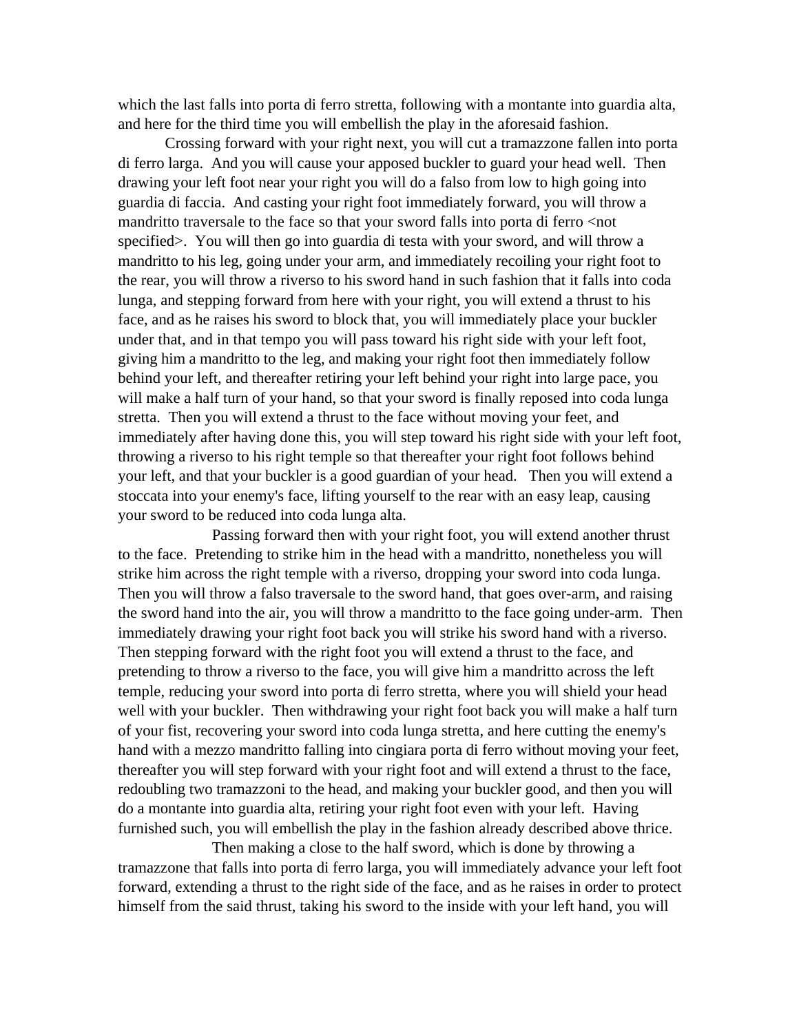which the last falls into porta di ferro stretta, following with a montante into guardia alta, and here for the third time you will embellish the play in the aforesaid fashion.

Crossing forward with your right next, you will cut a tramazzone fallen into porta di ferro larga. And you will cause your apposed buckler to guard your head well. Then drawing your left foot near your right you will do a falso from low to high going into guardia di faccia. And casting your right foot immediately forward, you will throw a mandritto traversale to the face so that your sword falls into porta di ferro <not specified>. You will then go into guardia di testa with your sword, and will throw a mandritto to his leg, going under your arm, and immediately recoiling your right foot to the rear, you will throw a riverso to his sword hand in such fashion that it falls into coda lunga, and stepping forward from here with your right, you will extend a thrust to his face, and as he raises his sword to block that, you will immediately place your buckler under that, and in that tempo you will pass toward his right side with your left foot, giving him a mandritto to the leg, and making your right foot then immediately follow behind your left, and thereafter retiring your left behind your right into large pace, you will make a half turn of your hand, so that your sword is finally reposed into coda lunga stretta. Then you will extend a thrust to the face without moving your feet, and immediately after having done this, you will step toward his right side with your left foot, throwing a riverso to his right temple so that thereafter your right foot follows behind your left, and that your buckler is a good guardian of your head. Then you will extend a stoccata into your enemy's face, lifting yourself to the rear with an easy leap, causing your sword to be reduced into coda lunga alta.

Passing forward then with your right foot, you will extend another thrust to the face. Pretending to strike him in the head with a mandritto, nonetheless you will strike him across the right temple with a riverso, dropping your sword into coda lunga. Then you will throw a falso traversale to the sword hand, that goes over-arm, and raising the sword hand into the air, you will throw a mandritto to the face going under-arm. Then immediately drawing your right foot back you will strike his sword hand with a riverso. Then stepping forward with the right foot you will extend a thrust to the face, and pretending to throw a riverso to the face, you will give him a mandritto across the left temple, reducing your sword into porta di ferro stretta, where you will shield your head well with your buckler. Then withdrawing your right foot back you will make a half turn of your fist, recovering your sword into coda lunga stretta, and here cutting the enemy's hand with a mezzo mandritto falling into cingiara porta di ferro without moving your feet, thereafter you will step forward with your right foot and will extend a thrust to the face, redoubling two tramazzoni to the head, and making your buckler good, and then you will do a montante into guardia alta, retiring your right foot even with your left. Having furnished such, you will embellish the play in the fashion already described above thrice.

Then making a close to the half sword, which is done by throwing a tramazzone that falls into porta di ferro larga, you will immediately advance your left foot forward, extending a thrust to the right side of the face, and as he raises in order to protect himself from the said thrust, taking his sword to the inside with your left hand, you will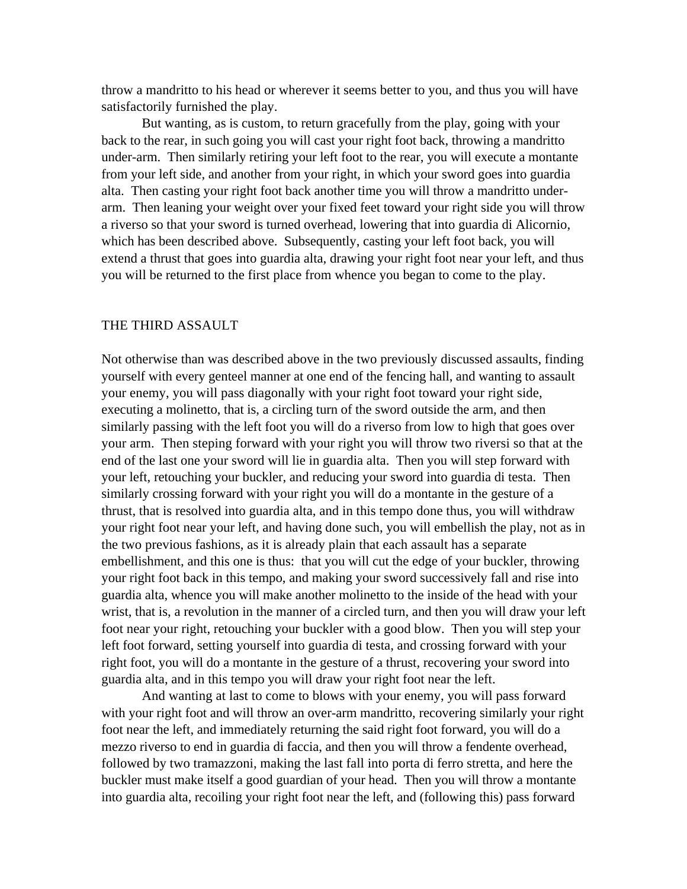throw a mandritto to his head or wherever it seems better to you, and thus you will have satisfactorily furnished the play.

But wanting, as is custom, to return gracefully from the play, going with your back to the rear, in such going you will cast your right foot back, throwing a mandritto under-arm. Then similarly retiring your left foot to the rear, you will execute a montante from your left side, and another from your right, in which your sword goes into guardia alta. Then casting your right foot back another time you will throw a mandritto under-arm. Then leaning your weight over your fixed feet toward your right side you will throw a riverso so that your sword is turned overhead, lowering that into guardia di Alicornio, which has been described above. Subsequently, casting your left foot back, you will extend a thrust that goes into guardia alta, drawing your right foot near your left, and thus you will be returned to the first place from whence you began to come to the play.

## THE THIRD ASSAULT

Not otherwise than was described above in the two previously discussed assaults, finding yourself with every genteel manner at one end of the fencing hall, and wanting to assault your enemy, you will pass diagonally with your right foot toward your right side, executing a molinetto, that is, a circling turn of the sword outside the arm, and then similarly passing with the left foot you will do a riverso from low to high that goes over your arm. Then steping forward with your right you will throw two riversi so that at the end of the last one your sword will lie in guardia alta. Then you will step forward with your left, retouching your buckler, and reducing your sword into guardia di testa. Then similarly crossing forward with your right you will do a montante in the gesture of a thrust, that is resolved into guardia alta, and in this tempo done thus, you will withdraw your right foot near your left, and having done such, you will embellish the play, not as in the two previous fashions, as it is already plain that each assault has a separate embellishment, and this one is thus: that you will cut the edge of your buckler, throwing your right foot back in this tempo, and making your sword successively fall and rise into guardia alta, whence you will make another molinetto to the inside of the head with your wrist, that is, a revolution in the manner of a circled turn, and then you will draw your left foot near your right, retouching your buckler with a good blow. Then you will step your left foot forward, setting yourself into guardia di testa, and crossing forward with your right foot, you will do a montante in the gesture of a thrust, recovering your sword into guardia alta, and in this tempo you will draw your right foot near the left.

And wanting at last to come to blows with your enemy, you will pass forward with your right foot and will throw an over-arm mandritto, recovering similarly your right foot near the left, and immediately returning the said right foot forward, you will do a mezzo riverso to end in guardia di faccia, and then you will throw a fendente overhead, followed by two tramazzoni, making the last fall into porta di ferro stretta, and here the buckler must make itself a good guardian of your head. Then you will throw a montante into guardia alta, recoiling your right foot near the left, and (following this) pass forward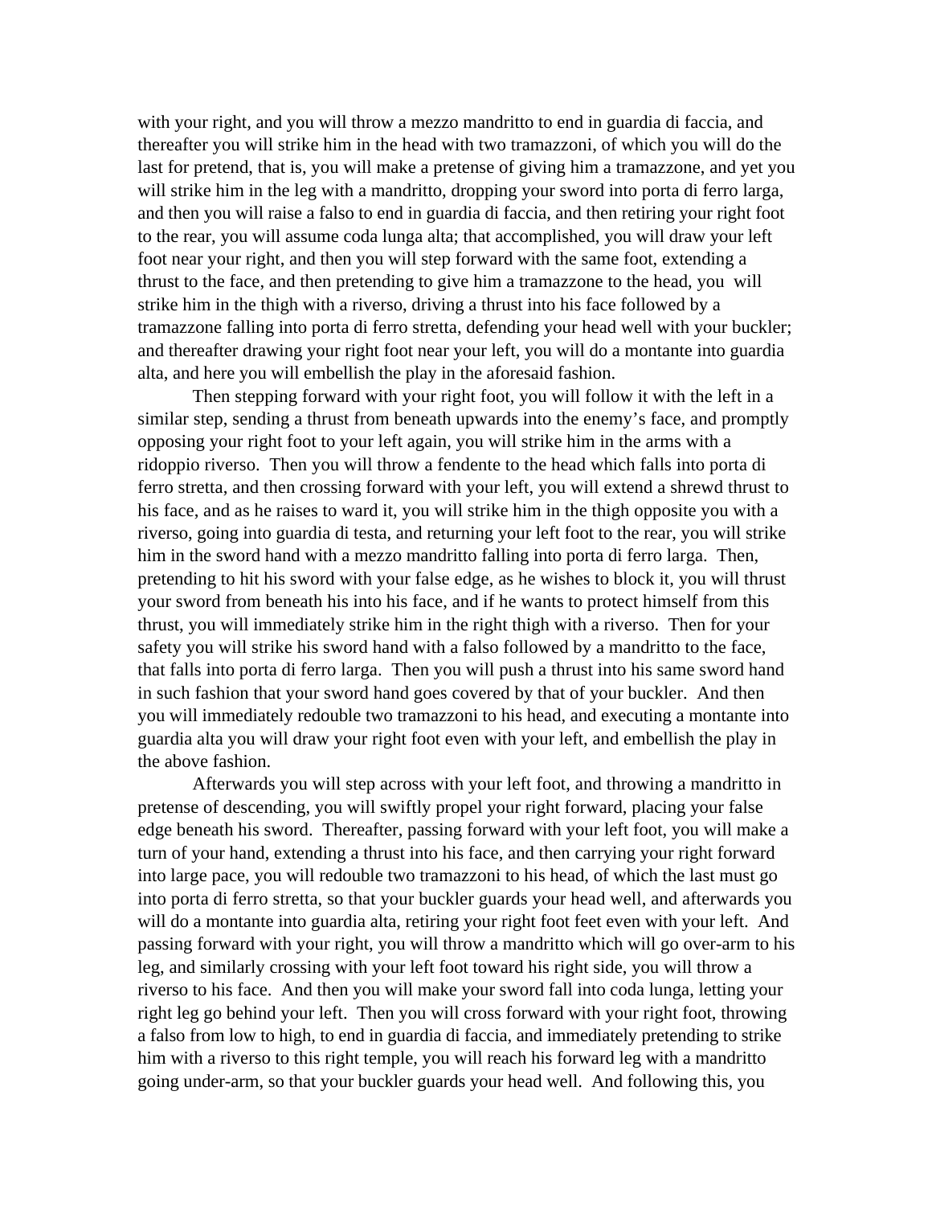with your right, and you will throw a mezzo mandritto to end in guardia di faccia, and thereafter you will strike him in the head with two tramazzoni, of which you will do the last for pretend, that is, you will make a pretense of giving him a tramazzone, and yet you will strike him in the leg with a mandritto, dropping your sword into porta di ferro larga, and then you will raise a falso to end in guardia di faccia, and then retiring your right foot to the rear, you will assume coda lunga alta; that accomplished, you will draw your left foot near your right, and then you will step forward with the same foot, extending a thrust to the face, and then pretending to give him a tramazzone to the head, you will strike him in the thigh with a riverso, driving a thrust into his face followed by a tramazzone falling into porta di ferro stretta, defending your head well with your buckler; and thereafter drawing your right foot near your left, you will do a montante into guardia alta, and here you will embellish the play in the aforesaid fashion.

Then stepping forward with your right foot, you will follow it with the left in a similar step, sending a thrust from beneath upwards into the enemy's face, and promptly opposing your right foot to your left again, you will strike him in the arms with a ridoppio riverso. Then you will throw a fendente to the head which falls into porta di ferro stretta, and then crossing forward with your left, you will extend a shrewd thrust to his face, and as he raises to ward it, you will strike him in the thigh opposite you with a riverso, going into guardia di testa, and returning your left foot to the rear, you will strike him in the sword hand with a mezzo mandritto falling into porta di ferro larga. Then, pretending to hit his sword with your false edge, as he wishes to block it, you will thrust your sword from beneath his into his face, and if he wants to protect himself from this thrust, you will immediately strike him in the right thigh with a riverso. Then for your safety you will strike his sword hand with a falso followed by a mandritto to the face, that falls into porta di ferro larga. Then you will push a thrust into his same sword hand in such fashion that your sword hand goes covered by that of your buckler. And then you will immediately redouble two tramazzoni to his head, and executing a montante into guardia alta you will draw your right foot even with your left, and embellish the play in the above fashion.

Afterwards you will step across with your left foot, and throwing a mandritto in pretense of descending, you will swiftly propel your right forward, placing your false edge beneath his sword. Thereafter, passing forward with your left foot, you will make a turn of your hand, extending a thrust into his face, and then carrying your right forward into large pace, you will redouble two tramazzoni to his head, of which the last must go into porta di ferro stretta, so that your buckler guards your head well, and afterwards you will do a montante into guardia alta, retiring your right foot feet even with your left. And passing forward with your right, you will throw a mandritto which will go over-arm to his leg, and similarly crossing with your left foot toward his right side, you will throw a riverso to his face. And then you will make your sword fall into coda lunga, letting your right leg go behind your left. Then you will cross forward with your right foot, throwing a falso from low to high, to end in guardia di faccia, and immediately pretending to strike him with a riverso to this right temple, you will reach his forward leg with a mandritto going under-arm, so that your buckler guards your head well. And following this, you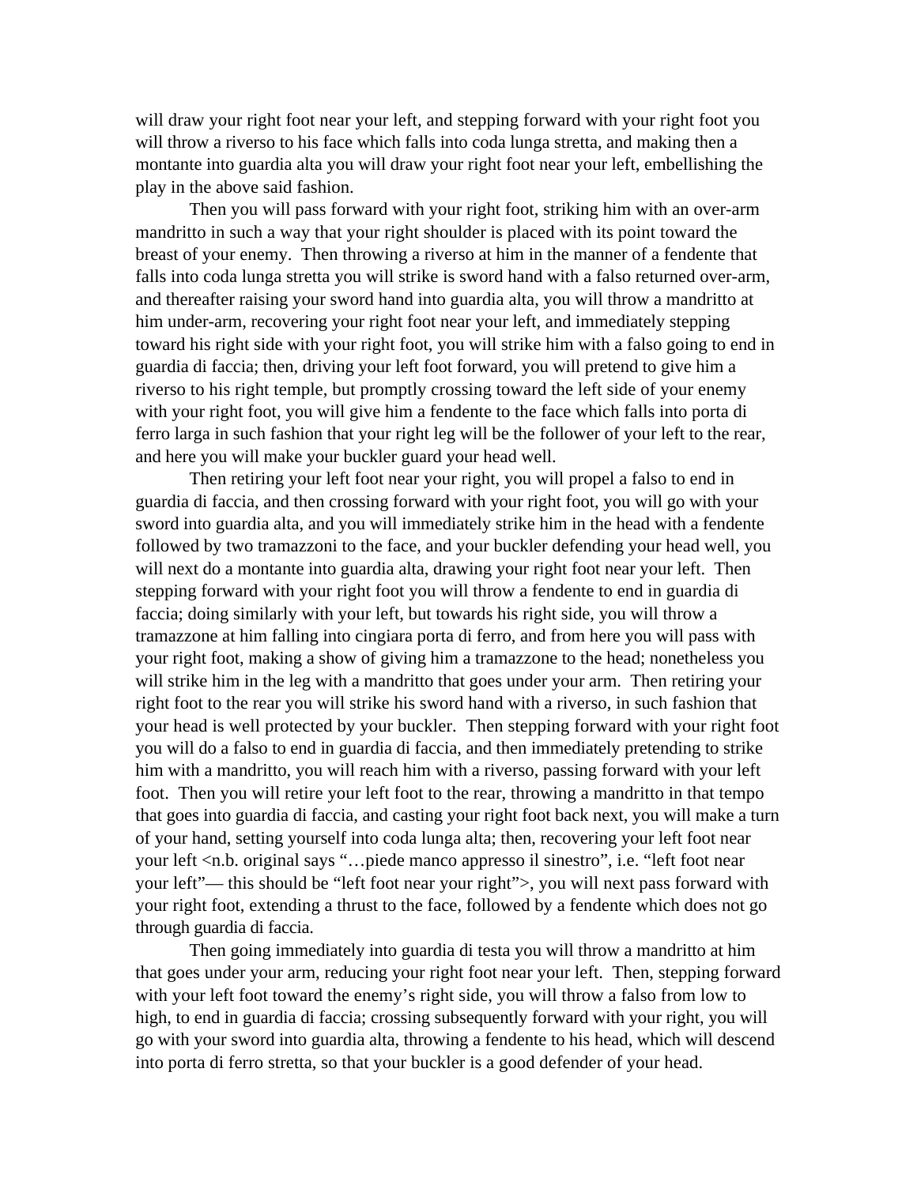will draw your right foot near your left, and stepping forward with your right foot you will throw a riverso to his face which falls into coda lunga stretta, and making then a montante into guardia alta you will draw your right foot near your left, embellishing the play in the above said fashion.

Then you will pass forward with your right foot, striking him with an over-arm mandritto in such a way that your right shoulder is placed with its point toward the breast of your enemy. Then throwing a riverso at him in the manner of a fendente that falls into coda lunga stretta you will strike is sword hand with a falso returned over-arm, and thereafter raising your sword hand into guardia alta, you will throw a mandritto at him under-arm, recovering your right foot near your left, and immediately stepping toward his right side with your right foot, you will strike him with a falso going to end in guardia di faccia; then, driving your left foot forward, you will pretend to give him a riverso to his right temple, but promptly crossing toward the left side of your enemy with your right foot, you will give him a fendente to the face which falls into porta di ferro larga in such fashion that your right leg will be the follower of your left to the rear, and here you will make your buckler guard your head well.

Then retiring your left foot near your right, you will propel a falso to end in guardia di faccia, and then crossing forward with your right foot, you will go with your sword into guardia alta, and you will immediately strike him in the head with a fendente followed by two tramazzoni to the face, and your buckler defending your head well, you will next do a montante into guardia alta, drawing your right foot near your left. Then stepping forward with your right foot you will throw a fendente to end in guardia di faccia; doing similarly with your left, but towards his right side, you will throw a tramazzone at him falling into cingiara porta di ferro, and from here you will pass with your right foot, making a show of giving him a tramazzone to the head; nonetheless you will strike him in the leg with a mandritto that goes under your arm. Then retiring your right foot to the rear you will strike his sword hand with a riverso, in such fashion that your head is well protected by your buckler. Then stepping forward with your right foot you will do a falso to end in guardia di faccia, and then immediately pretending to strike him with a mandritto, you will reach him with a riverso, passing forward with your left foot. Then you will retire your left foot to the rear, throwing a mandritto in that tempo that goes into guardia di faccia, and casting your right foot back next, you will make a turn of your hand, setting yourself into coda lunga alta; then, recovering your left foot near your left <n.b. original says "…piede manco appresso il sinestro", i.e. "left foot near your left"— this should be "left foot near your right">, you will next pass forward with your right foot, extending a thrust to the face, followed by a fendente which does not go through guardia di faccia.

Then going immediately into guardia di testa you will throw a mandritto at him that goes under your arm, reducing your right foot near your left. Then, stepping forward with your left foot toward the enemy's right side, you will throw a falso from low to high, to end in guardia di faccia; crossing subsequently forward with your right, you will go with your sword into guardia alta, throwing a fendente to his head, which will descend into porta di ferro stretta, so that your buckler is a good defender of your head.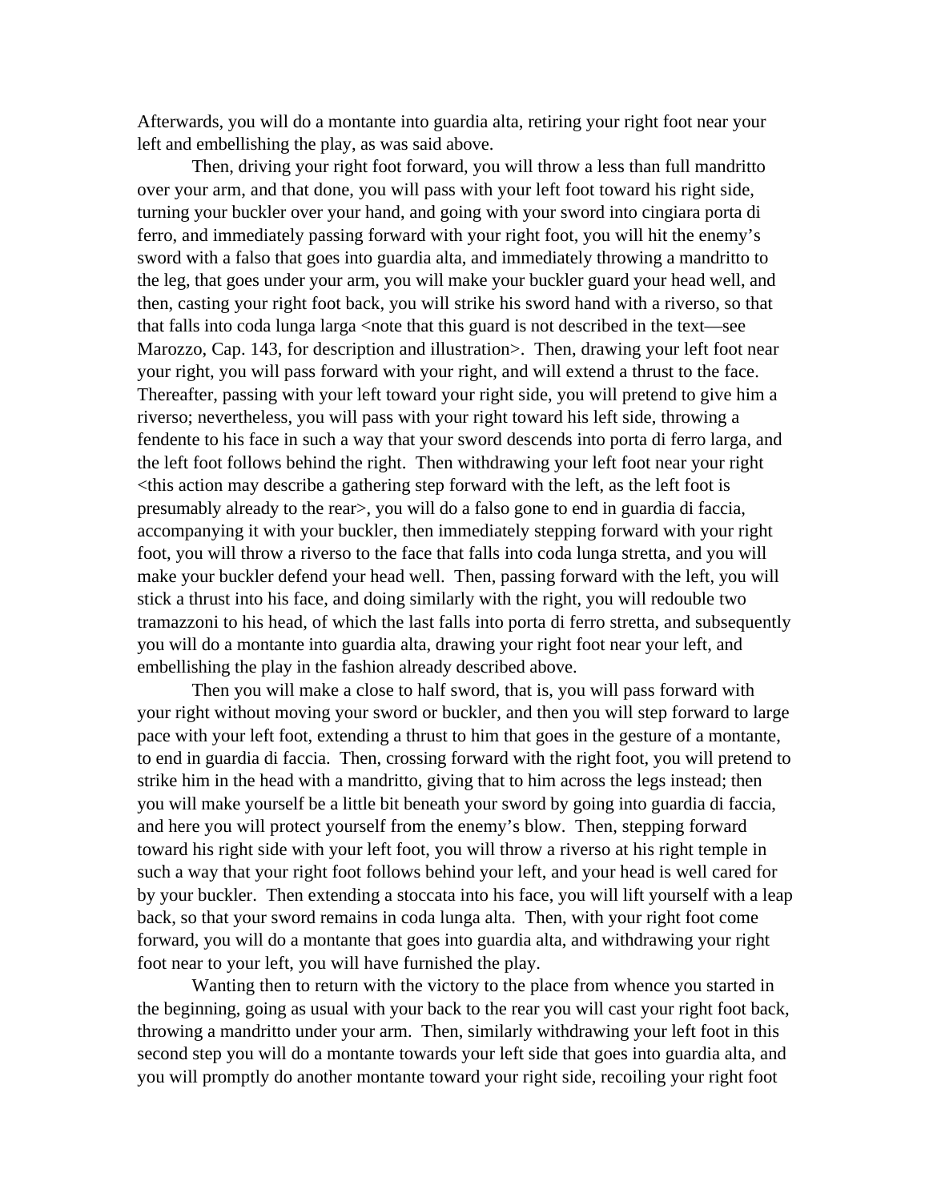Afterwards, you will do a montante into guardia alta, retiring your right foot near your left and embellishing the play, as was said above.

Then, driving your right foot forward, you will throw a less than full mandritto over your arm, and that done, you will pass with your left foot toward his right side, turning your buckler over your hand, and going with your sword into cingiara porta di ferro, and immediately passing forward with your right foot, you will hit the enemy's sword with a falso that goes into guardia alta, and immediately throwing a mandritto to the leg, that goes under your arm, you will make your buckler guard your head well, and then, casting your right foot back, you will strike his sword hand with a riverso, so that that falls into coda lunga larga <note that this guard is not described in the text—see Marozzo, Cap. 143, for description and illustration>. Then, drawing your left foot near your right, you will pass forward with your right, and will extend a thrust to the face. Thereafter, passing with your left toward your right side, you will pretend to give him a riverso; nevertheless, you will pass with your right toward his left side, throwing a fendente to his face in such a way that your sword descends into porta di ferro larga, and the left foot follows behind the right. Then withdrawing your left foot near your right <this action may describe a gathering step forward with the left, as the left foot is presumably already to the rear>, you will do a falso gone to end in guardia di faccia, accompanying it with your buckler, then immediately stepping forward with your right foot, you will throw a riverso to the face that falls into coda lunga stretta, and you will make your buckler defend your head well. Then, passing forward with the left, you will stick a thrust into his face, and doing similarly with the right, you will redouble two tramazzoni to his head, of which the last falls into porta di ferro stretta, and subsequently you will do a montante into guardia alta, drawing your right foot near your left, and embellishing the play in the fashion already described above.

Then you will make a close to half sword, that is, you will pass forward with your right without moving your sword or buckler, and then you will step forward to large pace with your left foot, extending a thrust to him that goes in the gesture of a montante, to end in guardia di faccia. Then, crossing forward with the right foot, you will pretend to strike him in the head with a mandritto, giving that to him across the legs instead; then you will make yourself be a little bit beneath your sword by going into guardia di faccia, and here you will protect yourself from the enemy's blow. Then, stepping forward toward his right side with your left foot, you will throw a riverso at his right temple in such a way that your right foot follows behind your left, and your head is well cared for by your buckler. Then extending a stoccata into his face, you will lift yourself with a leap back, so that your sword remains in coda lunga alta. Then, with your right foot come forward, you will do a montante that goes into guardia alta, and withdrawing your right foot near to your left, you will have furnished the play.

Wanting then to return with the victory to the place from whence you started in the beginning, going as usual with your back to the rear you will cast your right foot back, throwing a mandritto under your arm. Then, similarly withdrawing your left foot in this second step you will do a montante towards your left side that goes into guardia alta, and you will promptly do another montante toward your right side, recoiling your right foot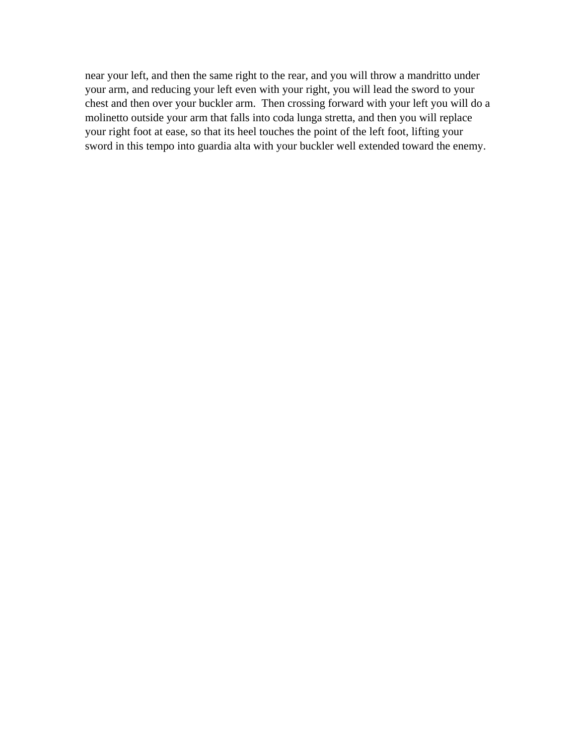near your left, and then the same right to the rear, and you will throw a mandritto under your arm, and reducing your left even with your right, you will lead the sword to your chest and then over your buckler arm. Then crossing forward with your left you will do a molinetto outside your arm that falls into coda lunga stretta, and then you will replace your right foot at ease, so that its heel touches the point of the left foot, lifting your sword in this tempo into guardia alta with your buckler well extended toward the enemy.